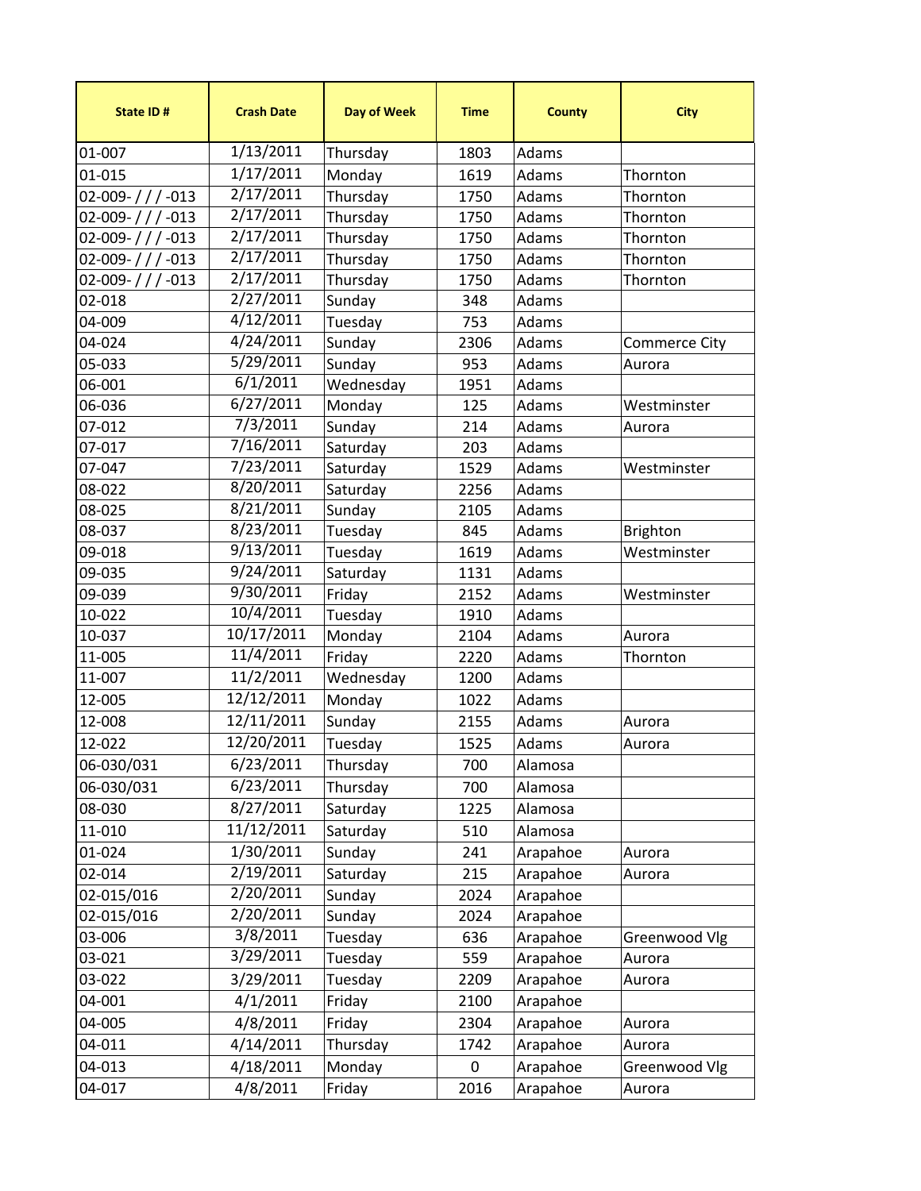| State ID # | Crash Date | Day of Week | Time | County | City |
|---|---|---|---|---|---|
| 01-007 | 1/13/2011 | Thursday | 1803 | Adams | |
| 01-015 | 1/17/2011 | Monday | 1619 | Adams | Thornton |
| 02-009- / / / -013 | 2/17/2011 | Thursday | 1750 | Adams | Thornton |
| 02-009- / / / -013 | 2/17/2011 | Thursday | 1750 | Adams | Thornton |
| 02-009- / / / -013 | 2/17/2011 | Thursday | 1750 | Adams | Thornton |
| 02-009- / / / -013 | 2/17/2011 | Thursday | 1750 | Adams | Thornton |
| 02-009- / / / -013 | 2/17/2011 | Thursday | 1750 | Adams | Thornton |
| 02-018 | 2/27/2011 | Sunday | 348 | Adams | |
| 04-009 | 4/12/2011 | Tuesday | 753 | Adams | |
| 04-024 | 4/24/2011 | Sunday | 2306 | Adams | Commerce City |
| 05-033 | 5/29/2011 | Sunday | 953 | Adams | Aurora |
| 06-001 | 6/1/2011 | Wednesday | 1951 | Adams | |
| 06-036 | 6/27/2011 | Monday | 125 | Adams | Westminster |
| 07-012 | 7/3/2011 | Sunday | 214 | Adams | Aurora |
| 07-017 | 7/16/2011 | Saturday | 203 | Adams | |
| 07-047 | 7/23/2011 | Saturday | 1529 | Adams | Westminster |
| 08-022 | 8/20/2011 | Saturday | 2256 | Adams | |
| 08-025 | 8/21/2011 | Sunday | 2105 | Adams | |
| 08-037 | 8/23/2011 | Tuesday | 845 | Adams | Brighton |
| 09-018 | 9/13/2011 | Tuesday | 1619 | Adams | Westminster |
| 09-035 | 9/24/2011 | Saturday | 1131 | Adams | |
| 09-039 | 9/30/2011 | Friday | 2152 | Adams | Westminster |
| 10-022 | 10/4/2011 | Tuesday | 1910 | Adams | |
| 10-037 | 10/17/2011 | Monday | 2104 | Adams | Aurora |
| 11-005 | 11/4/2011 | Friday | 2220 | Adams | Thornton |
| 11-007 | 11/2/2011 | Wednesday | 1200 | Adams | |
| 12-005 | 12/12/2011 | Monday | 1022 | Adams | |
| 12-008 | 12/11/2011 | Sunday | 2155 | Adams | Aurora |
| 12-022 | 12/20/2011 | Tuesday | 1525 | Adams | Aurora |
| 06-030/031 | 6/23/2011 | Thursday | 700 | Alamosa | |
| 06-030/031 | 6/23/2011 | Thursday | 700 | Alamosa | |
| 08-030 | 8/27/2011 | Saturday | 1225 | Alamosa | |
| 11-010 | 11/12/2011 | Saturday | 510 | Alamosa | |
| 01-024 | 1/30/2011 | Sunday | 241 | Arapahoe | Aurora |
| 02-014 | 2/19/2011 | Saturday | 215 | Arapahoe | Aurora |
| 02-015/016 | 2/20/2011 | Sunday | 2024 | Arapahoe | |
| 02-015/016 | 2/20/2011 | Sunday | 2024 | Arapahoe | |
| 03-006 | 3/8/2011 | Tuesday | 636 | Arapahoe | Greenwood Vlg |
| 03-021 | 3/29/2011 | Tuesday | 559 | Arapahoe | Aurora |
| 03-022 | 3/29/2011 | Tuesday | 2209 | Arapahoe | Aurora |
| 04-001 | 4/1/2011 | Friday | 2100 | Arapahoe | |
| 04-005 | 4/8/2011 | Friday | 2304 | Arapahoe | Aurora |
| 04-011 | 4/14/2011 | Thursday | 1742 | Arapahoe | Aurora |
| 04-013 | 4/18/2011 | Monday | 0 | Arapahoe | Greenwood Vlg |
| 04-017 | 4/8/2011 | Friday | 2016 | Arapahoe | Aurora |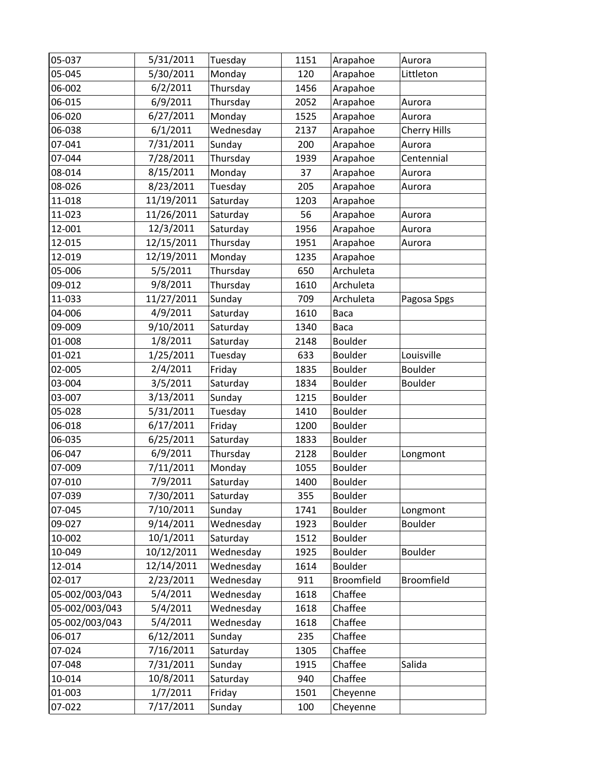| | | | | | |
|---|---|---|---|---|---|
| 05-037 | 5/31/2011 | Tuesday | 1151 | Arapahoe | Aurora |
| 05-045 | 5/30/2011 | Monday | 120 | Arapahoe | Littleton |
| 06-002 | 6/2/2011 | Thursday | 1456 | Arapahoe | |
| 06-015 | 6/9/2011 | Thursday | 2052 | Arapahoe | Aurora |
| 06-020 | 6/27/2011 | Monday | 1525 | Arapahoe | Aurora |
| 06-038 | 6/1/2011 | Wednesday | 2137 | Arapahoe | Cherry Hills |
| 07-041 | 7/31/2011 | Sunday | 200 | Arapahoe | Aurora |
| 07-044 | 7/28/2011 | Thursday | 1939 | Arapahoe | Centennial |
| 08-014 | 8/15/2011 | Monday | 37 | Arapahoe | Aurora |
| 08-026 | 8/23/2011 | Tuesday | 205 | Arapahoe | Aurora |
| 11-018 | 11/19/2011 | Saturday | 1203 | Arapahoe | |
| 11-023 | 11/26/2011 | Saturday | 56 | Arapahoe | Aurora |
| 12-001 | 12/3/2011 | Saturday | 1956 | Arapahoe | Aurora |
| 12-015 | 12/15/2011 | Thursday | 1951 | Arapahoe | Aurora |
| 12-019 | 12/19/2011 | Monday | 1235 | Arapahoe | |
| 05-006 | 5/5/2011 | Thursday | 650 | Archuleta | |
| 09-012 | 9/8/2011 | Thursday | 1610 | Archuleta | |
| 11-033 | 11/27/2011 | Sunday | 709 | Archuleta | Pagosa Spgs |
| 04-006 | 4/9/2011 | Saturday | 1610 | Baca | |
| 09-009 | 9/10/2011 | Saturday | 1340 | Baca | |
| 01-008 | 1/8/2011 | Saturday | 2148 | Boulder | |
| 01-021 | 1/25/2011 | Tuesday | 633 | Boulder | Louisville |
| 02-005 | 2/4/2011 | Friday | 1835 | Boulder | Boulder |
| 03-004 | 3/5/2011 | Saturday | 1834 | Boulder | Boulder |
| 03-007 | 3/13/2011 | Sunday | 1215 | Boulder | |
| 05-028 | 5/31/2011 | Tuesday | 1410 | Boulder | |
| 06-018 | 6/17/2011 | Friday | 1200 | Boulder | |
| 06-035 | 6/25/2011 | Saturday | 1833 | Boulder | |
| 06-047 | 6/9/2011 | Thursday | 2128 | Boulder | Longmont |
| 07-009 | 7/11/2011 | Monday | 1055 | Boulder | |
| 07-010 | 7/9/2011 | Saturday | 1400 | Boulder | |
| 07-039 | 7/30/2011 | Saturday | 355 | Boulder | |
| 07-045 | 7/10/2011 | Sunday | 1741 | Boulder | Longmont |
| 09-027 | 9/14/2011 | Wednesday | 1923 | Boulder | Boulder |
| 10-002 | 10/1/2011 | Saturday | 1512 | Boulder | |
| 10-049 | 10/12/2011 | Wednesday | 1925 | Boulder | Boulder |
| 12-014 | 12/14/2011 | Wednesday | 1614 | Boulder | |
| 02-017 | 2/23/2011 | Wednesday | 911 | Broomfield | Broomfield |
| 05-002/003/043 | 5/4/2011 | Wednesday | 1618 | Chaffee | |
| 05-002/003/043 | 5/4/2011 | Wednesday | 1618 | Chaffee | |
| 05-002/003/043 | 5/4/2011 | Wednesday | 1618 | Chaffee | |
| 06-017 | 6/12/2011 | Sunday | 235 | Chaffee | |
| 07-024 | 7/16/2011 | Saturday | 1305 | Chaffee | |
| 07-048 | 7/31/2011 | Sunday | 1915 | Chaffee | Salida |
| 10-014 | 10/8/2011 | Saturday | 940 | Chaffee | |
| 01-003 | 1/7/2011 | Friday | 1501 | Cheyenne | |
| 07-022 | 7/17/2011 | Sunday | 100 | Cheyenne | |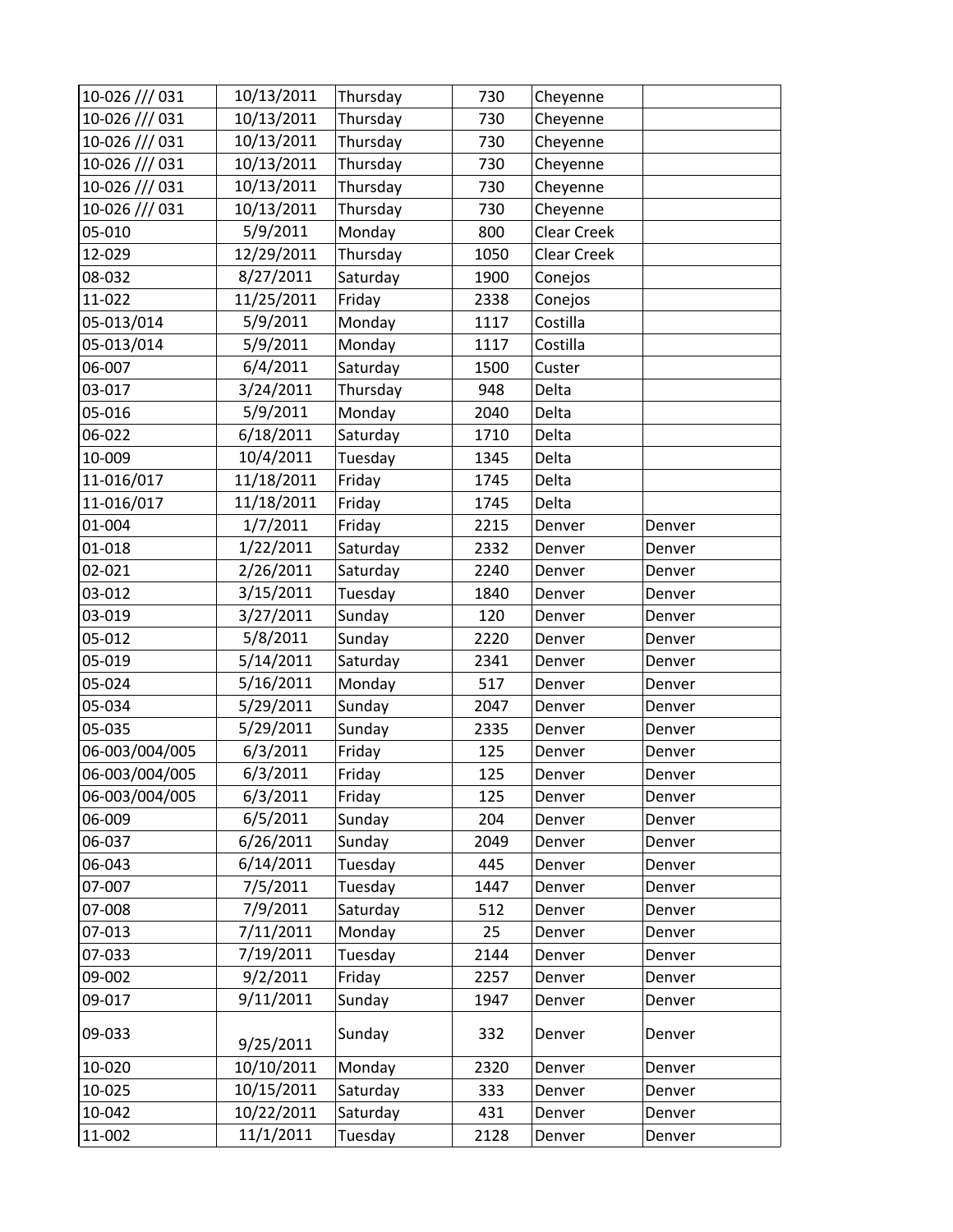| | | | | | |
|---|---|---|---|---|---|
| 10-026 /// 031 | 10/13/2011 | Thursday | 730 | Cheyenne | |
| 10-026 /// 031 | 10/13/2011 | Thursday | 730 | Cheyenne | |
| 10-026 /// 031 | 10/13/2011 | Thursday | 730 | Cheyenne | |
| 10-026 /// 031 | 10/13/2011 | Thursday | 730 | Cheyenne | |
| 10-026 /// 031 | 10/13/2011 | Thursday | 730 | Cheyenne | |
| 10-026 /// 031 | 10/13/2011 | Thursday | 730 | Cheyenne | |
| 05-010 | 5/9/2011 | Monday | 800 | Clear Creek | |
| 12-029 | 12/29/2011 | Thursday | 1050 | Clear Creek | |
| 08-032 | 8/27/2011 | Saturday | 1900 | Conejos | |
| 11-022 | 11/25/2011 | Friday | 2338 | Conejos | |
| 05-013/014 | 5/9/2011 | Monday | 1117 | Costilla | |
| 05-013/014 | 5/9/2011 | Monday | 1117 | Costilla | |
| 06-007 | 6/4/2011 | Saturday | 1500 | Custer | |
| 03-017 | 3/24/2011 | Thursday | 948 | Delta | |
| 05-016 | 5/9/2011 | Monday | 2040 | Delta | |
| 06-022 | 6/18/2011 | Saturday | 1710 | Delta | |
| 10-009 | 10/4/2011 | Tuesday | 1345 | Delta | |
| 11-016/017 | 11/18/2011 | Friday | 1745 | Delta | |
| 11-016/017 | 11/18/2011 | Friday | 1745 | Delta | |
| 01-004 | 1/7/2011 | Friday | 2215 | Denver | Denver |
| 01-018 | 1/22/2011 | Saturday | 2332 | Denver | Denver |
| 02-021 | 2/26/2011 | Saturday | 2240 | Denver | Denver |
| 03-012 | 3/15/2011 | Tuesday | 1840 | Denver | Denver |
| 03-019 | 3/27/2011 | Sunday | 120 | Denver | Denver |
| 05-012 | 5/8/2011 | Sunday | 2220 | Denver | Denver |
| 05-019 | 5/14/2011 | Saturday | 2341 | Denver | Denver |
| 05-024 | 5/16/2011 | Monday | 517 | Denver | Denver |
| 05-034 | 5/29/2011 | Sunday | 2047 | Denver | Denver |
| 05-035 | 5/29/2011 | Sunday | 2335 | Denver | Denver |
| 06-003/004/005 | 6/3/2011 | Friday | 125 | Denver | Denver |
| 06-003/004/005 | 6/3/2011 | Friday | 125 | Denver | Denver |
| 06-003/004/005 | 6/3/2011 | Friday | 125 | Denver | Denver |
| 06-009 | 6/5/2011 | Sunday | 204 | Denver | Denver |
| 06-037 | 6/26/2011 | Sunday | 2049 | Denver | Denver |
| 06-043 | 6/14/2011 | Tuesday | 445 | Denver | Denver |
| 07-007 | 7/5/2011 | Tuesday | 1447 | Denver | Denver |
| 07-008 | 7/9/2011 | Saturday | 512 | Denver | Denver |
| 07-013 | 7/11/2011 | Monday | 25 | Denver | Denver |
| 07-033 | 7/19/2011 | Tuesday | 2144 | Denver | Denver |
| 09-002 | 9/2/2011 | Friday | 2257 | Denver | Denver |
| 09-017 | 9/11/2011 | Sunday | 1947 | Denver | Denver |
| 09-033 | 9/25/2011 | Sunday | 332 | Denver | Denver |
| 10-020 | 10/10/2011 | Monday | 2320 | Denver | Denver |
| 10-025 | 10/15/2011 | Saturday | 333 | Denver | Denver |
| 10-042 | 10/22/2011 | Saturday | 431 | Denver | Denver |
| 11-002 | 11/1/2011 | Tuesday | 2128 | Denver | Denver |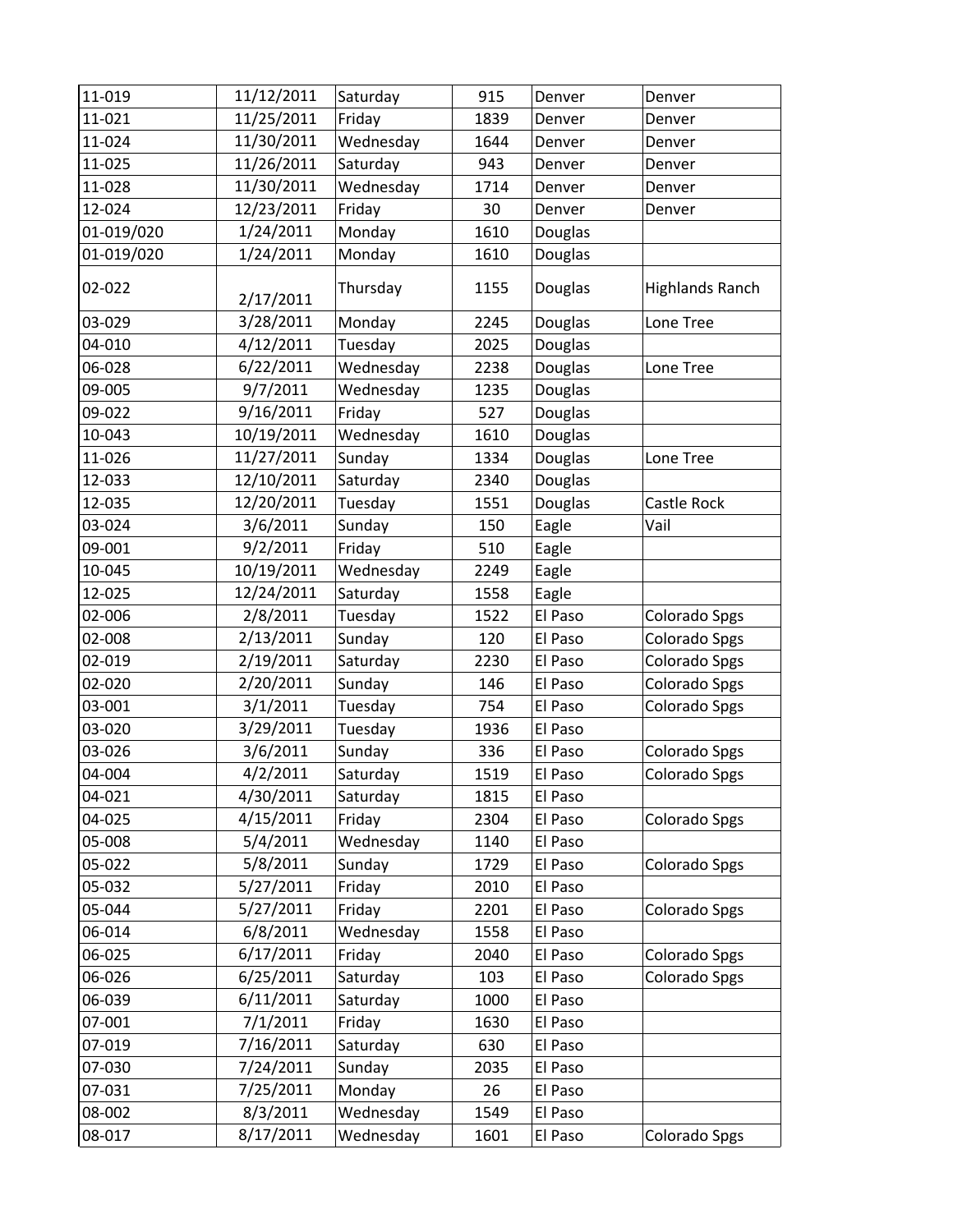| 11-019 | 11/12/2011 | Saturday | 915 | Denver | Denver |
|---|---|---|---|---|---|
| 11-021 | 11/25/2011 | Friday | 1839 | Denver | Denver |
| 11-024 | 11/30/2011 | Wednesday | 1644 | Denver | Denver |
| 11-025 | 11/26/2011 | Saturday | 943 | Denver | Denver |
| 11-028 | 11/30/2011 | Wednesday | 1714 | Denver | Denver |
| 12-024 | 12/23/2011 | Friday | 30 | Denver | Denver |
| 01-019/020 | 1/24/2011 | Monday | 1610 | Douglas | |
| 01-019/020 | 1/24/2011 | Monday | 1610 | Douglas | |
| 02-022 | 2/17/2011 | Thursday | 1155 | Douglas | Highlands Ranch |
| 03-029 | 3/28/2011 | Monday | 2245 | Douglas | Lone Tree |
| 04-010 | 4/12/2011 | Tuesday | 2025 | Douglas | |
| 06-028 | 6/22/2011 | Wednesday | 2238 | Douglas | Lone Tree |
| 09-005 | 9/7/2011 | Wednesday | 1235 | Douglas | |
| 09-022 | 9/16/2011 | Friday | 527 | Douglas | |
| 10-043 | 10/19/2011 | Wednesday | 1610 | Douglas | |
| 11-026 | 11/27/2011 | Sunday | 1334 | Douglas | Lone Tree |
| 12-033 | 12/10/2011 | Saturday | 2340 | Douglas | |
| 12-035 | 12/20/2011 | Tuesday | 1551 | Douglas | Castle Rock |
| 03-024 | 3/6/2011 | Sunday | 150 | Eagle | Vail |
| 09-001 | 9/2/2011 | Friday | 510 | Eagle | |
| 10-045 | 10/19/2011 | Wednesday | 2249 | Eagle | |
| 12-025 | 12/24/2011 | Saturday | 1558 | Eagle | |
| 02-006 | 2/8/2011 | Tuesday | 1522 | El Paso | Colorado Spgs |
| 02-008 | 2/13/2011 | Sunday | 120 | El Paso | Colorado Spgs |
| 02-019 | 2/19/2011 | Saturday | 2230 | El Paso | Colorado Spgs |
| 02-020 | 2/20/2011 | Sunday | 146 | El Paso | Colorado Spgs |
| 03-001 | 3/1/2011 | Tuesday | 754 | El Paso | Colorado Spgs |
| 03-020 | 3/29/2011 | Tuesday | 1936 | El Paso | |
| 03-026 | 3/6/2011 | Sunday | 336 | El Paso | Colorado Spgs |
| 04-004 | 4/2/2011 | Saturday | 1519 | El Paso | Colorado Spgs |
| 04-021 | 4/30/2011 | Saturday | 1815 | El Paso | |
| 04-025 | 4/15/2011 | Friday | 2304 | El Paso | Colorado Spgs |
| 05-008 | 5/4/2011 | Wednesday | 1140 | El Paso | |
| 05-022 | 5/8/2011 | Sunday | 1729 | El Paso | Colorado Spgs |
| 05-032 | 5/27/2011 | Friday | 2010 | El Paso | |
| 05-044 | 5/27/2011 | Friday | 2201 | El Paso | Colorado Spgs |
| 06-014 | 6/8/2011 | Wednesday | 1558 | El Paso | |
| 06-025 | 6/17/2011 | Friday | 2040 | El Paso | Colorado Spgs |
| 06-026 | 6/25/2011 | Saturday | 103 | El Paso | Colorado Spgs |
| 06-039 | 6/11/2011 | Saturday | 1000 | El Paso | |
| 07-001 | 7/1/2011 | Friday | 1630 | El Paso | |
| 07-019 | 7/16/2011 | Saturday | 630 | El Paso | |
| 07-030 | 7/24/2011 | Sunday | 2035 | El Paso | |
| 07-031 | 7/25/2011 | Monday | 26 | El Paso | |
| 08-002 | 8/3/2011 | Wednesday | 1549 | El Paso | |
| 08-017 | 8/17/2011 | Wednesday | 1601 | El Paso | Colorado Spgs |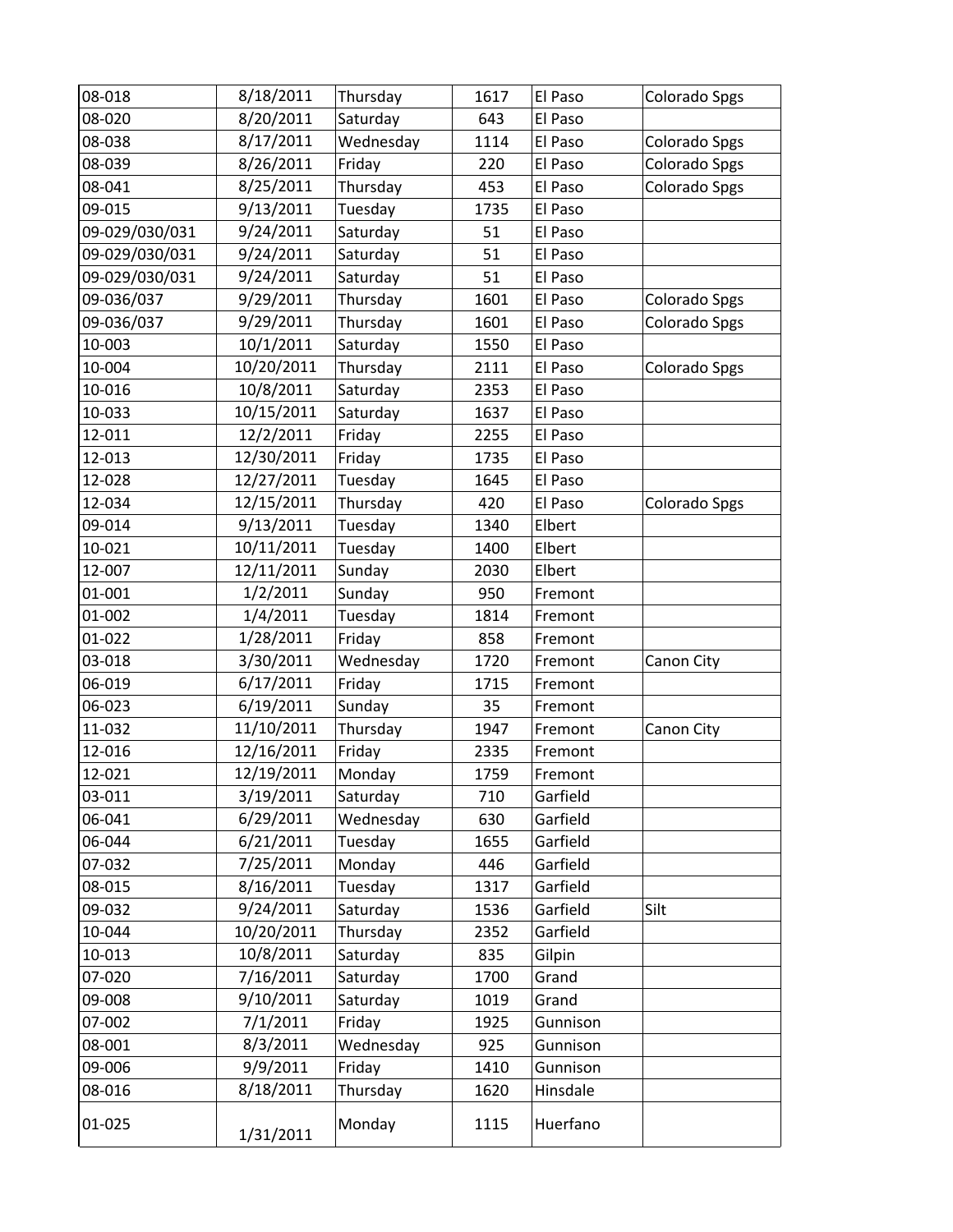| | | | | | |
|---|---|---|---|---|---|
| 08-018 | 8/18/2011 | Thursday | 1617 | El Paso | Colorado Spgs |
| 08-020 | 8/20/2011 | Saturday | 643 | El Paso | |
| 08-038 | 8/17/2011 | Wednesday | 1114 | El Paso | Colorado Spgs |
| 08-039 | 8/26/2011 | Friday | 220 | El Paso | Colorado Spgs |
| 08-041 | 8/25/2011 | Thursday | 453 | El Paso | Colorado Spgs |
| 09-015 | 9/13/2011 | Tuesday | 1735 | El Paso | |
| 09-029/030/031 | 9/24/2011 | Saturday | 51 | El Paso | |
| 09-029/030/031 | 9/24/2011 | Saturday | 51 | El Paso | |
| 09-029/030/031 | 9/24/2011 | Saturday | 51 | El Paso | |
| 09-036/037 | 9/29/2011 | Thursday | 1601 | El Paso | Colorado Spgs |
| 09-036/037 | 9/29/2011 | Thursday | 1601 | El Paso | Colorado Spgs |
| 10-003 | 10/1/2011 | Saturday | 1550 | El Paso | |
| 10-004 | 10/20/2011 | Thursday | 2111 | El Paso | Colorado Spgs |
| 10-016 | 10/8/2011 | Saturday | 2353 | El Paso | |
| 10-033 | 10/15/2011 | Saturday | 1637 | El Paso | |
| 12-011 | 12/2/2011 | Friday | 2255 | El Paso | |
| 12-013 | 12/30/2011 | Friday | 1735 | El Paso | |
| 12-028 | 12/27/2011 | Tuesday | 1645 | El Paso | |
| 12-034 | 12/15/2011 | Thursday | 420 | El Paso | Colorado Spgs |
| 09-014 | 9/13/2011 | Tuesday | 1340 | Elbert | |
| 10-021 | 10/11/2011 | Tuesday | 1400 | Elbert | |
| 12-007 | 12/11/2011 | Sunday | 2030 | Elbert | |
| 01-001 | 1/2/2011 | Sunday | 950 | Fremont | |
| 01-002 | 1/4/2011 | Tuesday | 1814 | Fremont | |
| 01-022 | 1/28/2011 | Friday | 858 | Fremont | |
| 03-018 | 3/30/2011 | Wednesday | 1720 | Fremont | Canon City |
| 06-019 | 6/17/2011 | Friday | 1715 | Fremont | |
| 06-023 | 6/19/2011 | Sunday | 35 | Fremont | |
| 11-032 | 11/10/2011 | Thursday | 1947 | Fremont | Canon City |
| 12-016 | 12/16/2011 | Friday | 2335 | Fremont | |
| 12-021 | 12/19/2011 | Monday | 1759 | Fremont | |
| 03-011 | 3/19/2011 | Saturday | 710 | Garfield | |
| 06-041 | 6/29/2011 | Wednesday | 630 | Garfield | |
| 06-044 | 6/21/2011 | Tuesday | 1655 | Garfield | |
| 07-032 | 7/25/2011 | Monday | 446 | Garfield | |
| 08-015 | 8/16/2011 | Tuesday | 1317 | Garfield | |
| 09-032 | 9/24/2011 | Saturday | 1536 | Garfield | Silt |
| 10-044 | 10/20/2011 | Thursday | 2352 | Garfield | |
| 10-013 | 10/8/2011 | Saturday | 835 | Gilpin | |
| 07-020 | 7/16/2011 | Saturday | 1700 | Grand | |
| 09-008 | 9/10/2011 | Saturday | 1019 | Grand | |
| 07-002 | 7/1/2011 | Friday | 1925 | Gunnison | |
| 08-001 | 8/3/2011 | Wednesday | 925 | Gunnison | |
| 09-006 | 9/9/2011 | Friday | 1410 | Gunnison | |
| 08-016 | 8/18/2011 | Thursday | 1620 | Hinsdale | |
| 01-025 | 1/31/2011 | Monday | 1115 | Huerfano | |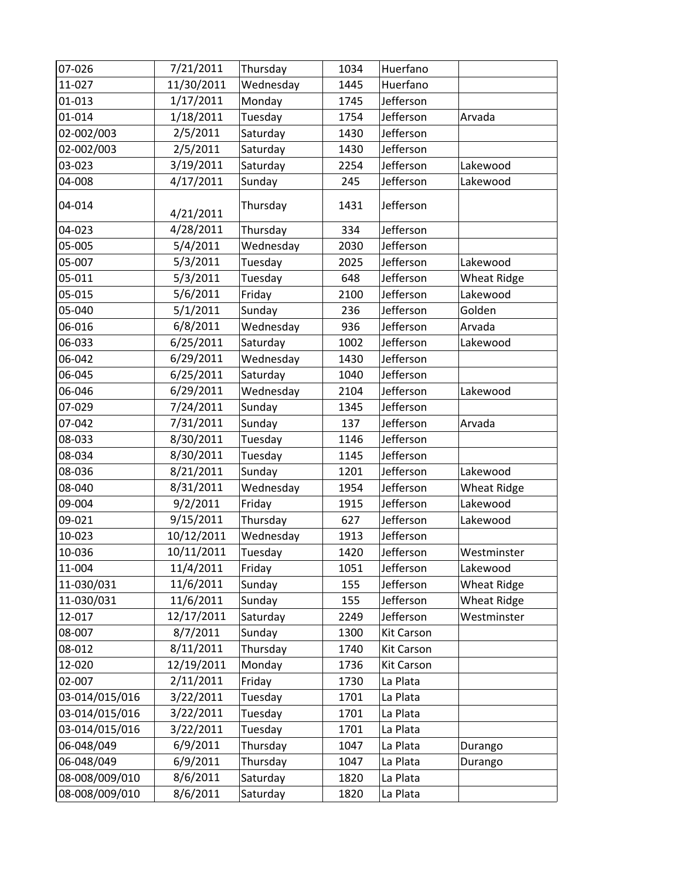| | | | | | |
|---|---|---|---|---|---|
| 07-026 | 7/21/2011 | Thursday | 1034 | Huerfano | |
| 11-027 | 11/30/2011 | Wednesday | 1445 | Huerfano | |
| 01-013 | 1/17/2011 | Monday | 1745 | Jefferson | |
| 01-014 | 1/18/2011 | Tuesday | 1754 | Jefferson | Arvada |
| 02-002/003 | 2/5/2011 | Saturday | 1430 | Jefferson | |
| 02-002/003 | 2/5/2011 | Saturday | 1430 | Jefferson | |
| 03-023 | 3/19/2011 | Saturday | 2254 | Jefferson | Lakewood |
| 04-008 | 4/17/2011 | Sunday | 245 | Jefferson | Lakewood |
| 04-014 | 4/21/2011 | Thursday | 1431 | Jefferson | |
| 04-023 | 4/28/2011 | Thursday | 334 | Jefferson | |
| 05-005 | 5/4/2011 | Wednesday | 2030 | Jefferson | |
| 05-007 | 5/3/2011 | Tuesday | 2025 | Jefferson | Lakewood |
| 05-011 | 5/3/2011 | Tuesday | 648 | Jefferson | Wheat Ridge |
| 05-015 | 5/6/2011 | Friday | 2100 | Jefferson | Lakewood |
| 05-040 | 5/1/2011 | Sunday | 236 | Jefferson | Golden |
| 06-016 | 6/8/2011 | Wednesday | 936 | Jefferson | Arvada |
| 06-033 | 6/25/2011 | Saturday | 1002 | Jefferson | Lakewood |
| 06-042 | 6/29/2011 | Wednesday | 1430 | Jefferson | |
| 06-045 | 6/25/2011 | Saturday | 1040 | Jefferson | |
| 06-046 | 6/29/2011 | Wednesday | 2104 | Jefferson | Lakewood |
| 07-029 | 7/24/2011 | Sunday | 1345 | Jefferson | |
| 07-042 | 7/31/2011 | Sunday | 137 | Jefferson | Arvada |
| 08-033 | 8/30/2011 | Tuesday | 1146 | Jefferson | |
| 08-034 | 8/30/2011 | Tuesday | 1145 | Jefferson | |
| 08-036 | 8/21/2011 | Sunday | 1201 | Jefferson | Lakewood |
| 08-040 | 8/31/2011 | Wednesday | 1954 | Jefferson | Wheat Ridge |
| 09-004 | 9/2/2011 | Friday | 1915 | Jefferson | Lakewood |
| 09-021 | 9/15/2011 | Thursday | 627 | Jefferson | Lakewood |
| 10-023 | 10/12/2011 | Wednesday | 1913 | Jefferson | |
| 10-036 | 10/11/2011 | Tuesday | 1420 | Jefferson | Westminster |
| 11-004 | 11/4/2011 | Friday | 1051 | Jefferson | Lakewood |
| 11-030/031 | 11/6/2011 | Sunday | 155 | Jefferson | Wheat Ridge |
| 11-030/031 | 11/6/2011 | Sunday | 155 | Jefferson | Wheat Ridge |
| 12-017 | 12/17/2011 | Saturday | 2249 | Jefferson | Westminster |
| 08-007 | 8/7/2011 | Sunday | 1300 | Kit Carson | |
| 08-012 | 8/11/2011 | Thursday | 1740 | Kit Carson | |
| 12-020 | 12/19/2011 | Monday | 1736 | Kit Carson | |
| 02-007 | 2/11/2011 | Friday | 1730 | La Plata | |
| 03-014/015/016 | 3/22/2011 | Tuesday | 1701 | La Plata | |
| 03-014/015/016 | 3/22/2011 | Tuesday | 1701 | La Plata | |
| 03-014/015/016 | 3/22/2011 | Tuesday | 1701 | La Plata | |
| 06-048/049 | 6/9/2011 | Thursday | 1047 | La Plata | Durango |
| 06-048/049 | 6/9/2011 | Thursday | 1047 | La Plata | Durango |
| 08-008/009/010 | 8/6/2011 | Saturday | 1820 | La Plata | |
| 08-008/009/010 | 8/6/2011 | Saturday | 1820 | La Plata | |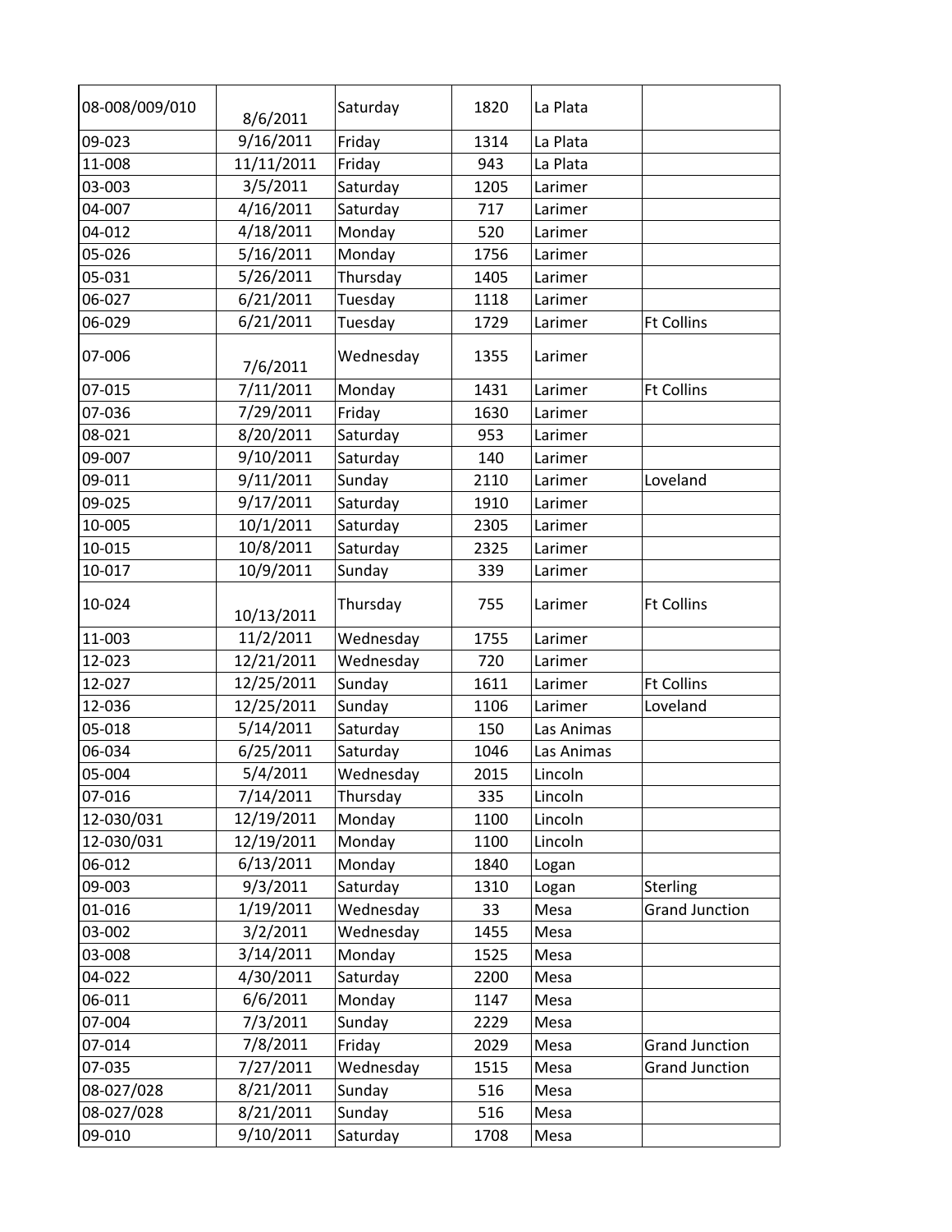| | | | | | |
|---|---|---|---|---|---|
| 08-008/009/010 | 8/6/2011 | Saturday | 1820 | La Plata | |
| 09-023 | 9/16/2011 | Friday | 1314 | La Plata | |
| 11-008 | 11/11/2011 | Friday | 943 | La Plata | |
| 03-003 | 3/5/2011 | Saturday | 1205 | Larimer | |
| 04-007 | 4/16/2011 | Saturday | 717 | Larimer | |
| 04-012 | 4/18/2011 | Monday | 520 | Larimer | |
| 05-026 | 5/16/2011 | Monday | 1756 | Larimer | |
| 05-031 | 5/26/2011 | Thursday | 1405 | Larimer | |
| 06-027 | 6/21/2011 | Tuesday | 1118 | Larimer | |
| 06-029 | 6/21/2011 | Tuesday | 1729 | Larimer | Ft Collins |
| 07-006 | 7/6/2011 | Wednesday | 1355 | Larimer | |
| 07-015 | 7/11/2011 | Monday | 1431 | Larimer | Ft Collins |
| 07-036 | 7/29/2011 | Friday | 1630 | Larimer | |
| 08-021 | 8/20/2011 | Saturday | 953 | Larimer | |
| 09-007 | 9/10/2011 | Saturday | 140 | Larimer | |
| 09-011 | 9/11/2011 | Sunday | 2110 | Larimer | Loveland |
| 09-025 | 9/17/2011 | Saturday | 1910 | Larimer | |
| 10-005 | 10/1/2011 | Saturday | 2305 | Larimer | |
| 10-015 | 10/8/2011 | Saturday | 2325 | Larimer | |
| 10-017 | 10/9/2011 | Sunday | 339 | Larimer | |
| 10-024 | 10/13/2011 | Thursday | 755 | Larimer | Ft Collins |
| 11-003 | 11/2/2011 | Wednesday | 1755 | Larimer | |
| 12-023 | 12/21/2011 | Wednesday | 720 | Larimer | |
| 12-027 | 12/25/2011 | Sunday | 1611 | Larimer | Ft Collins |
| 12-036 | 12/25/2011 | Sunday | 1106 | Larimer | Loveland |
| 05-018 | 5/14/2011 | Saturday | 150 | Las Animas | |
| 06-034 | 6/25/2011 | Saturday | 1046 | Las Animas | |
| 05-004 | 5/4/2011 | Wednesday | 2015 | Lincoln | |
| 07-016 | 7/14/2011 | Thursday | 335 | Lincoln | |
| 12-030/031 | 12/19/2011 | Monday | 1100 | Lincoln | |
| 12-030/031 | 12/19/2011 | Monday | 1100 | Lincoln | |
| 06-012 | 6/13/2011 | Monday | 1840 | Logan | |
| 09-003 | 9/3/2011 | Saturday | 1310 | Logan | Sterling |
| 01-016 | 1/19/2011 | Wednesday | 33 | Mesa | Grand Junction |
| 03-002 | 3/2/2011 | Wednesday | 1455 | Mesa | |
| 03-008 | 3/14/2011 | Monday | 1525 | Mesa | |
| 04-022 | 4/30/2011 | Saturday | 2200 | Mesa | |
| 06-011 | 6/6/2011 | Monday | 1147 | Mesa | |
| 07-004 | 7/3/2011 | Sunday | 2229 | Mesa | |
| 07-014 | 7/8/2011 | Friday | 2029 | Mesa | Grand Junction |
| 07-035 | 7/27/2011 | Wednesday | 1515 | Mesa | Grand Junction |
| 08-027/028 | 8/21/2011 | Sunday | 516 | Mesa | |
| 08-027/028 | 8/21/2011 | Sunday | 516 | Mesa | |
| 09-010 | 9/10/2011 | Saturday | 1708 | Mesa | |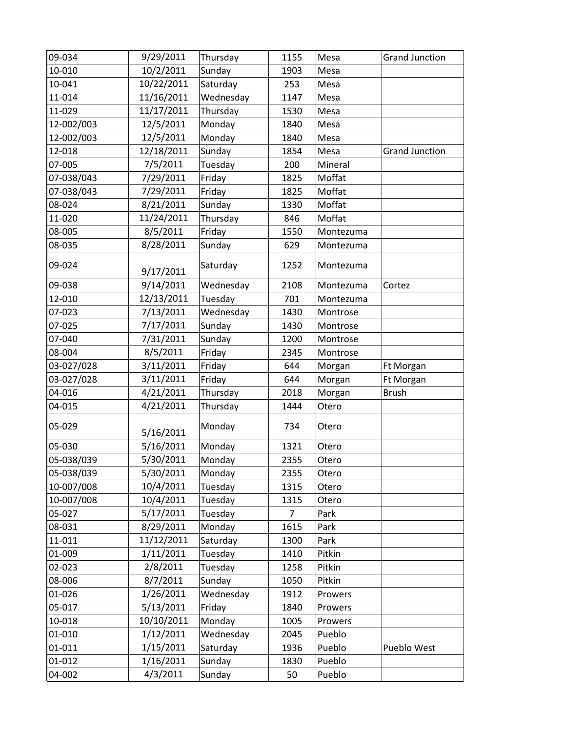| | | | | | |
|---|---|---|---|---|---|
| 09-034 | 9/29/2011 | Thursday | 1155 | Mesa | Grand Junction |
| 10-010 | 10/2/2011 | Sunday | 1903 | Mesa | |
| 10-041 | 10/22/2011 | Saturday | 253 | Mesa | |
| 11-014 | 11/16/2011 | Wednesday | 1147 | Mesa | |
| 11-029 | 11/17/2011 | Thursday | 1530 | Mesa | |
| 12-002/003 | 12/5/2011 | Monday | 1840 | Mesa | |
| 12-002/003 | 12/5/2011 | Monday | 1840 | Mesa | |
| 12-018 | 12/18/2011 | Sunday | 1854 | Mesa | Grand Junction |
| 07-005 | 7/5/2011 | Tuesday | 200 | Mineral | |
| 07-038/043 | 7/29/2011 | Friday | 1825 | Moffat | |
| 07-038/043 | 7/29/2011 | Friday | 1825 | Moffat | |
| 08-024 | 8/21/2011 | Sunday | 1330 | Moffat | |
| 11-020 | 11/24/2011 | Thursday | 846 | Moffat | |
| 08-005 | 8/5/2011 | Friday | 1550 | Montezuma | |
| 08-035 | 8/28/2011 | Sunday | 629 | Montezuma | |
| 09-024 | 9/17/2011 | Saturday | 1252 | Montezuma | |
| 09-038 | 9/14/2011 | Wednesday | 2108 | Montezuma | Cortez |
| 12-010 | 12/13/2011 | Tuesday | 701 | Montezuma | |
| 07-023 | 7/13/2011 | Wednesday | 1430 | Montrose | |
| 07-025 | 7/17/2011 | Sunday | 1430 | Montrose | |
| 07-040 | 7/31/2011 | Sunday | 1200 | Montrose | |
| 08-004 | 8/5/2011 | Friday | 2345 | Montrose | |
| 03-027/028 | 3/11/2011 | Friday | 644 | Morgan | Ft Morgan |
| 03-027/028 | 3/11/2011 | Friday | 644 | Morgan | Ft Morgan |
| 04-016 | 4/21/2011 | Thursday | 2018 | Morgan | Brush |
| 04-015 | 4/21/2011 | Thursday | 1444 | Otero | |
| 05-029 | 5/16/2011 | Monday | 734 | Otero | |
| 05-030 | 5/16/2011 | Monday | 1321 | Otero | |
| 05-038/039 | 5/30/2011 | Monday | 2355 | Otero | |
| 05-038/039 | 5/30/2011 | Monday | 2355 | Otero | |
| 10-007/008 | 10/4/2011 | Tuesday | 1315 | Otero | |
| 10-007/008 | 10/4/2011 | Tuesday | 1315 | Otero | |
| 05-027 | 5/17/2011 | Tuesday | 7 | Park | |
| 08-031 | 8/29/2011 | Monday | 1615 | Park | |
| 11-011 | 11/12/2011 | Saturday | 1300 | Park | |
| 01-009 | 1/11/2011 | Tuesday | 1410 | Pitkin | |
| 02-023 | 2/8/2011 | Tuesday | 1258 | Pitkin | |
| 08-006 | 8/7/2011 | Sunday | 1050 | Pitkin | |
| 01-026 | 1/26/2011 | Wednesday | 1912 | Prowers | |
| 05-017 | 5/13/2011 | Friday | 1840 | Prowers | |
| 10-018 | 10/10/2011 | Monday | 1005 | Prowers | |
| 01-010 | 1/12/2011 | Wednesday | 2045 | Pueblo | |
| 01-011 | 1/15/2011 | Saturday | 1936 | Pueblo | Pueblo West |
| 01-012 | 1/16/2011 | Sunday | 1830 | Pueblo | |
| 04-002 | 4/3/2011 | Sunday | 50 | Pueblo | |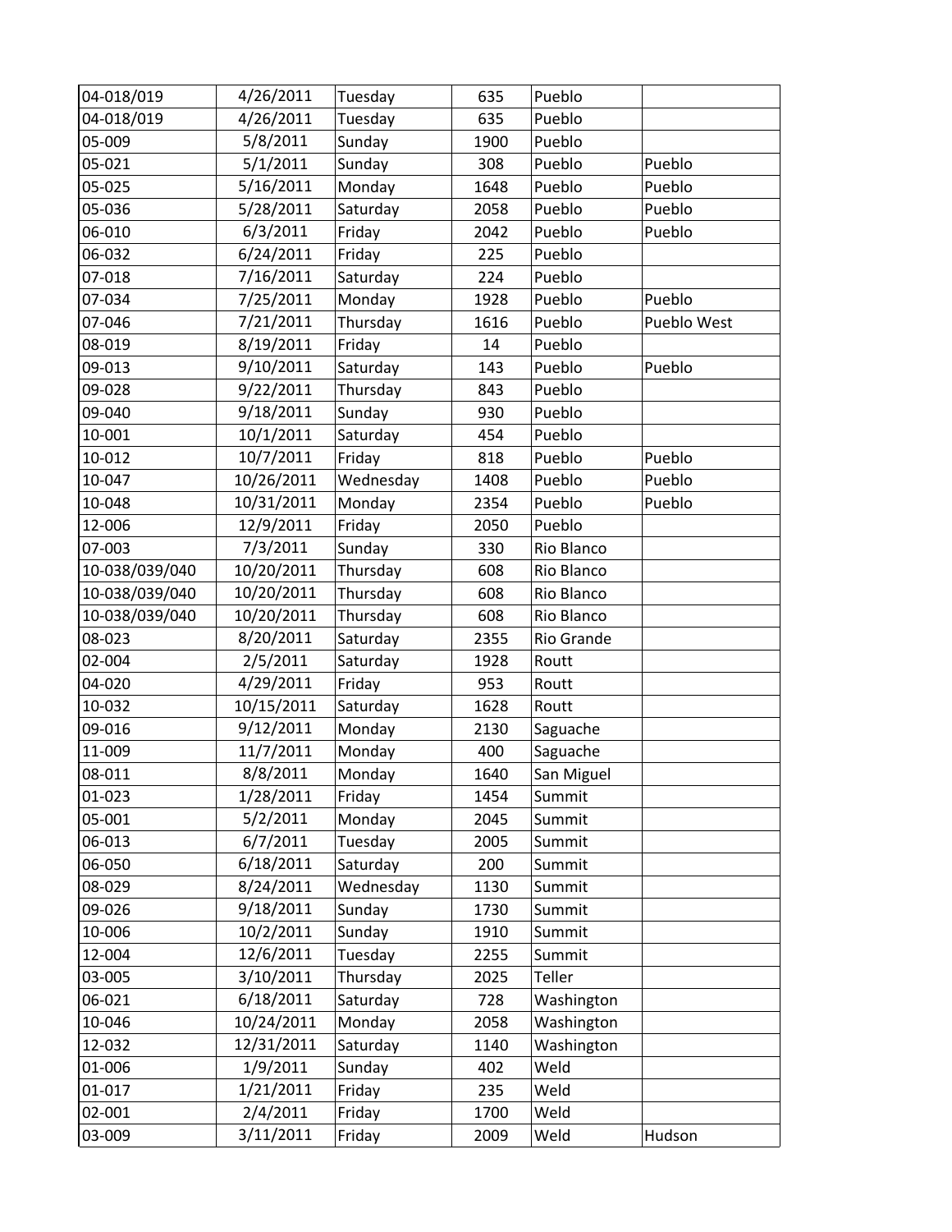| | | | | | |
|---|---|---|---|---|---|
| 04-018/019 | 4/26/2011 | Tuesday | 635 | Pueblo | |
| 04-018/019 | 4/26/2011 | Tuesday | 635 | Pueblo | |
| 05-009 | 5/8/2011 | Sunday | 1900 | Pueblo | |
| 05-021 | 5/1/2011 | Sunday | 308 | Pueblo | Pueblo |
| 05-025 | 5/16/2011 | Monday | 1648 | Pueblo | Pueblo |
| 05-036 | 5/28/2011 | Saturday | 2058 | Pueblo | Pueblo |
| 06-010 | 6/3/2011 | Friday | 2042 | Pueblo | Pueblo |
| 06-032 | 6/24/2011 | Friday | 225 | Pueblo | |
| 07-018 | 7/16/2011 | Saturday | 224 | Pueblo | |
| 07-034 | 7/25/2011 | Monday | 1928 | Pueblo | Pueblo |
| 07-046 | 7/21/2011 | Thursday | 1616 | Pueblo | Pueblo West |
| 08-019 | 8/19/2011 | Friday | 14 | Pueblo | |
| 09-013 | 9/10/2011 | Saturday | 143 | Pueblo | Pueblo |
| 09-028 | 9/22/2011 | Thursday | 843 | Pueblo | |
| 09-040 | 9/18/2011 | Sunday | 930 | Pueblo | |
| 10-001 | 10/1/2011 | Saturday | 454 | Pueblo | |
| 10-012 | 10/7/2011 | Friday | 818 | Pueblo | Pueblo |
| 10-047 | 10/26/2011 | Wednesday | 1408 | Pueblo | Pueblo |
| 10-048 | 10/31/2011 | Monday | 2354 | Pueblo | Pueblo |
| 12-006 | 12/9/2011 | Friday | 2050 | Pueblo | |
| 07-003 | 7/3/2011 | Sunday | 330 | Rio Blanco | |
| 10-038/039/040 | 10/20/2011 | Thursday | 608 | Rio Blanco | |
| 10-038/039/040 | 10/20/2011 | Thursday | 608 | Rio Blanco | |
| 10-038/039/040 | 10/20/2011 | Thursday | 608 | Rio Blanco | |
| 08-023 | 8/20/2011 | Saturday | 2355 | Rio Grande | |
| 02-004 | 2/5/2011 | Saturday | 1928 | Routt | |
| 04-020 | 4/29/2011 | Friday | 953 | Routt | |
| 10-032 | 10/15/2011 | Saturday | 1628 | Routt | |
| 09-016 | 9/12/2011 | Monday | 2130 | Saguache | |
| 11-009 | 11/7/2011 | Monday | 400 | Saguache | |
| 08-011 | 8/8/2011 | Monday | 1640 | San Miguel | |
| 01-023 | 1/28/2011 | Friday | 1454 | Summit | |
| 05-001 | 5/2/2011 | Monday | 2045 | Summit | |
| 06-013 | 6/7/2011 | Tuesday | 2005 | Summit | |
| 06-050 | 6/18/2011 | Saturday | 200 | Summit | |
| 08-029 | 8/24/2011 | Wednesday | 1130 | Summit | |
| 09-026 | 9/18/2011 | Sunday | 1730 | Summit | |
| 10-006 | 10/2/2011 | Sunday | 1910 | Summit | |
| 12-004 | 12/6/2011 | Tuesday | 2255 | Summit | |
| 03-005 | 3/10/2011 | Thursday | 2025 | Teller | |
| 06-021 | 6/18/2011 | Saturday | 728 | Washington | |
| 10-046 | 10/24/2011 | Monday | 2058 | Washington | |
| 12-032 | 12/31/2011 | Saturday | 1140 | Washington | |
| 01-006 | 1/9/2011 | Sunday | 402 | Weld | |
| 01-017 | 1/21/2011 | Friday | 235 | Weld | |
| 02-001 | 2/4/2011 | Friday | 1700 | Weld | |
| 03-009 | 3/11/2011 | Friday | 2009 | Weld | Hudson |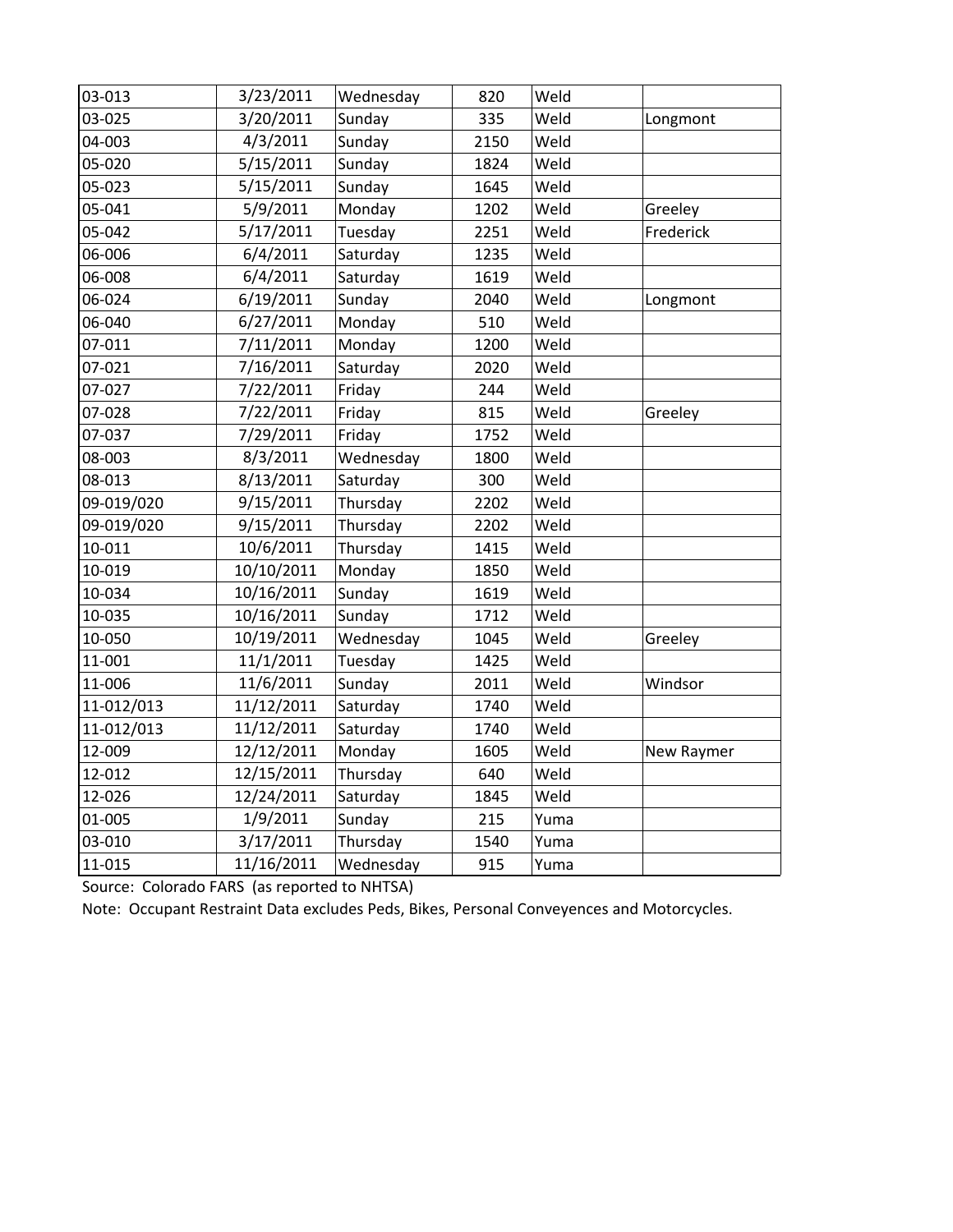| | | | | | |
|---|---|---|---|---|---|
| 03-013 | 3/23/2011 | Wednesday | 820 | Weld | |
| 03-025 | 3/20/2011 | Sunday | 335 | Weld | Longmont |
| 04-003 | 4/3/2011 | Sunday | 2150 | Weld | |
| 05-020 | 5/15/2011 | Sunday | 1824 | Weld | |
| 05-023 | 5/15/2011 | Sunday | 1645 | Weld | |
| 05-041 | 5/9/2011 | Monday | 1202 | Weld | Greeley |
| 05-042 | 5/17/2011 | Tuesday | 2251 | Weld | Frederick |
| 06-006 | 6/4/2011 | Saturday | 1235 | Weld | |
| 06-008 | 6/4/2011 | Saturday | 1619 | Weld | |
| 06-024 | 6/19/2011 | Sunday | 2040 | Weld | Longmont |
| 06-040 | 6/27/2011 | Monday | 510 | Weld | |
| 07-011 | 7/11/2011 | Monday | 1200 | Weld | |
| 07-021 | 7/16/2011 | Saturday | 2020 | Weld | |
| 07-027 | 7/22/2011 | Friday | 244 | Weld | |
| 07-028 | 7/22/2011 | Friday | 815 | Weld | Greeley |
| 07-037 | 7/29/2011 | Friday | 1752 | Weld | |
| 08-003 | 8/3/2011 | Wednesday | 1800 | Weld | |
| 08-013 | 8/13/2011 | Saturday | 300 | Weld | |
| 09-019/020 | 9/15/2011 | Thursday | 2202 | Weld | |
| 09-019/020 | 9/15/2011 | Thursday | 2202 | Weld | |
| 10-011 | 10/6/2011 | Thursday | 1415 | Weld | |
| 10-019 | 10/10/2011 | Monday | 1850 | Weld | |
| 10-034 | 10/16/2011 | Sunday | 1619 | Weld | |
| 10-035 | 10/16/2011 | Sunday | 1712 | Weld | |
| 10-050 | 10/19/2011 | Wednesday | 1045 | Weld | Greeley |
| 11-001 | 11/1/2011 | Tuesday | 1425 | Weld | |
| 11-006 | 11/6/2011 | Sunday | 2011 | Weld | Windsor |
| 11-012/013 | 11/12/2011 | Saturday | 1740 | Weld | |
| 11-012/013 | 11/12/2011 | Saturday | 1740 | Weld | |
| 12-009 | 12/12/2011 | Monday | 1605 | Weld | New Raymer |
| 12-012 | 12/15/2011 | Thursday | 640 | Weld | |
| 12-026 | 12/24/2011 | Saturday | 1845 | Weld | |
| 01-005 | 1/9/2011 | Sunday | 215 | Yuma | |
| 03-010 | 3/17/2011 | Thursday | 1540 | Yuma | |
| 11-015 | 11/16/2011 | Wednesday | 915 | Yuma | |

Source: Colorado FARS (as reported to NHTSA)

Note: Occupant Restraint Data excludes Peds, Bikes, Personal Conveyences and Motorcycles.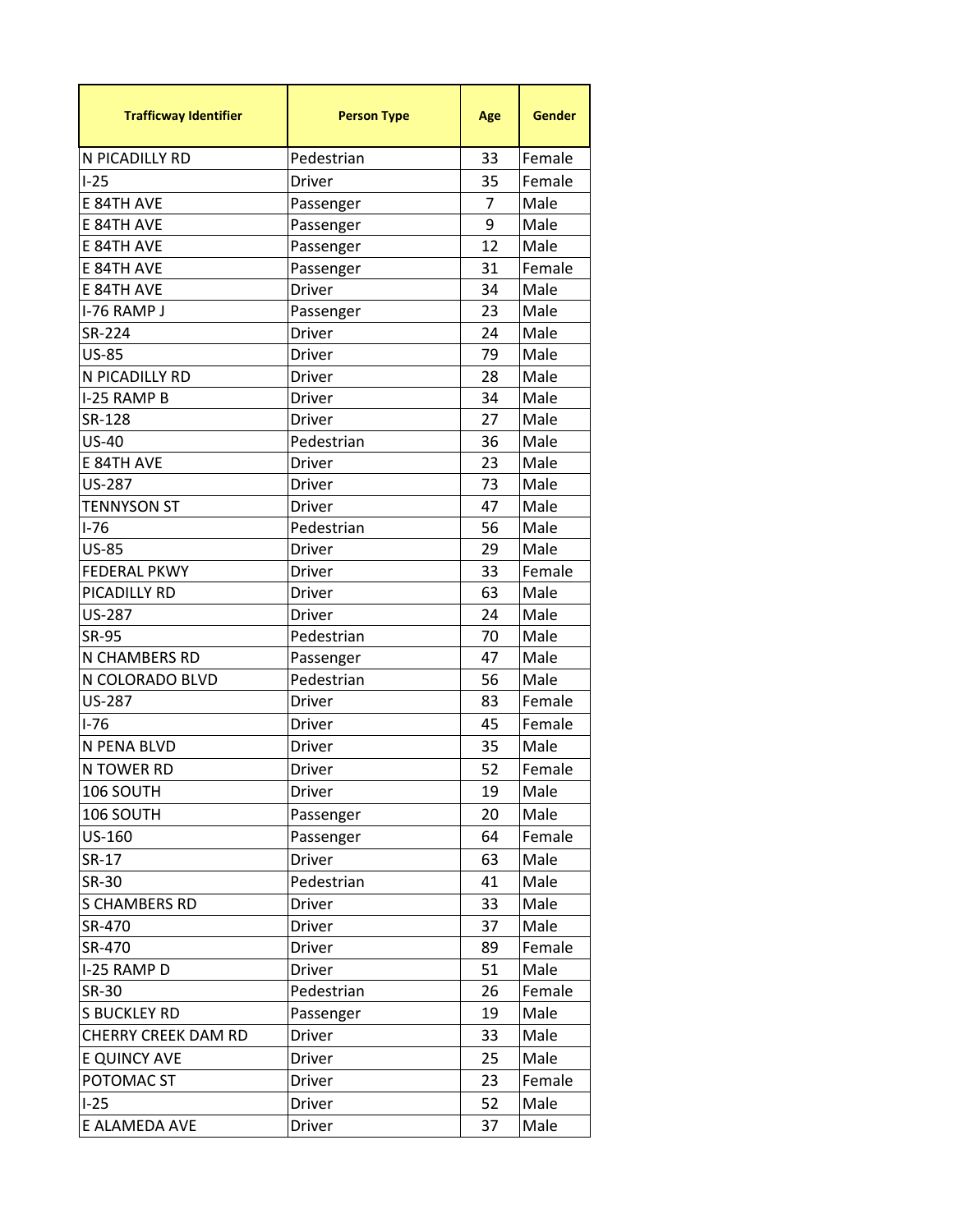| Trafficway Identifier | Person Type | Age | Gender |
|---|---|---|---|
| N PICADILLY RD | Pedestrian | 33 | Female |
| I-25 | Driver | 35 | Female |
| E 84TH AVE | Passenger | 7 | Male |
| E 84TH AVE | Passenger | 9 | Male |
| E 84TH AVE | Passenger | 12 | Male |
| E 84TH AVE | Passenger | 31 | Female |
| E 84TH AVE | Driver | 34 | Male |
| I-76 RAMP J | Passenger | 23 | Male |
| SR-224 | Driver | 24 | Male |
| US-85 | Driver | 79 | Male |
| N PICADILLY RD | Driver | 28 | Male |
| I-25 RAMP B | Driver | 34 | Male |
| SR-128 | Driver | 27 | Male |
| US-40 | Pedestrian | 36 | Male |
| E 84TH AVE | Driver | 23 | Male |
| US-287 | Driver | 73 | Male |
| TENNYSON ST | Driver | 47 | Male |
| I-76 | Pedestrian | 56 | Male |
| US-85 | Driver | 29 | Male |
| FEDERAL PKWY | Driver | 33 | Female |
| PICADILLY RD | Driver | 63 | Male |
| US-287 | Driver | 24 | Male |
| SR-95 | Pedestrian | 70 | Male |
| N CHAMBERS RD | Passenger | 47 | Male |
| N COLORADO BLVD | Pedestrian | 56 | Male |
| US-287 | Driver | 83 | Female |
| I-76 | Driver | 45 | Female |
| N PENA BLVD | Driver | 35 | Male |
| N TOWER RD | Driver | 52 | Female |
| 106 SOUTH | Driver | 19 | Male |
| 106 SOUTH | Passenger | 20 | Male |
| US-160 | Passenger | 64 | Female |
| SR-17 | Driver | 63 | Male |
| SR-30 | Pedestrian | 41 | Male |
| S CHAMBERS RD | Driver | 33 | Male |
| SR-470 | Driver | 37 | Male |
| SR-470 | Driver | 89 | Female |
| I-25 RAMP D | Driver | 51 | Male |
| SR-30 | Pedestrian | 26 | Female |
| S BUCKLEY RD | Passenger | 19 | Male |
| CHERRY CREEK DAM RD | Driver | 33 | Male |
| E QUINCY AVE | Driver | 25 | Male |
| POTOMAC ST | Driver | 23 | Female |
| I-25 | Driver | 52 | Male |
| E ALAMEDA AVE | Driver | 37 | Male |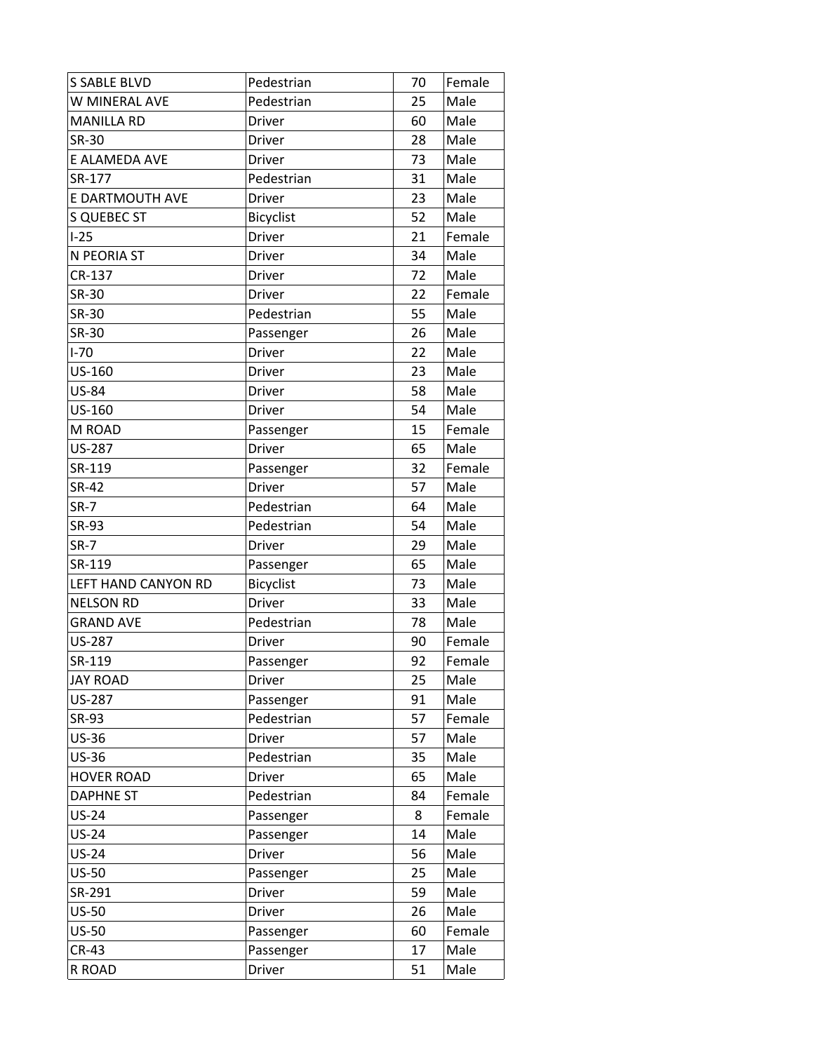| S SABLE BLVD | Pedestrian | 70 | Female |
|---|---|---|---|
| W MINERAL AVE | Pedestrian | 25 | Male |
| MANILLA RD | Driver | 60 | Male |
| SR-30 | Driver | 28 | Male |
| E ALAMEDA AVE | Driver | 73 | Male |
| SR-177 | Pedestrian | 31 | Male |
| E DARTMOUTH AVE | Driver | 23 | Male |
| S QUEBEC ST | Bicyclist | 52 | Male |
| I-25 | Driver | 21 | Female |
| N PEORIA ST | Driver | 34 | Male |
| CR-137 | Driver | 72 | Male |
| SR-30 | Driver | 22 | Female |
| SR-30 | Pedestrian | 55 | Male |
| SR-30 | Passenger | 26 | Male |
| I-70 | Driver | 22 | Male |
| US-160 | Driver | 23 | Male |
| US-84 | Driver | 58 | Male |
| US-160 | Driver | 54 | Male |
| M ROAD | Passenger | 15 | Female |
| US-287 | Driver | 65 | Male |
| SR-119 | Passenger | 32 | Female |
| SR-42 | Driver | 57 | Male |
| SR-7 | Pedestrian | 64 | Male |
| SR-93 | Pedestrian | 54 | Male |
| SR-7 | Driver | 29 | Male |
| SR-119 | Passenger | 65 | Male |
| LEFT HAND CANYON RD | Bicyclist | 73 | Male |
| NELSON RD | Driver | 33 | Male |
| GRAND AVE | Pedestrian | 78 | Male |
| US-287 | Driver | 90 | Female |
| SR-119 | Passenger | 92 | Female |
| JAY ROAD | Driver | 25 | Male |
| US-287 | Passenger | 91 | Male |
| SR-93 | Pedestrian | 57 | Female |
| US-36 | Driver | 57 | Male |
| US-36 | Pedestrian | 35 | Male |
| HOVER ROAD | Driver | 65 | Male |
| DAPHNE ST | Pedestrian | 84 | Female |
| US-24 | Passenger | 8 | Female |
| US-24 | Passenger | 14 | Male |
| US-24 | Driver | 56 | Male |
| US-50 | Passenger | 25 | Male |
| SR-291 | Driver | 59 | Male |
| US-50 | Driver | 26 | Male |
| US-50 | Passenger | 60 | Female |
| CR-43 | Passenger | 17 | Male |
| R ROAD | Driver | 51 | Male |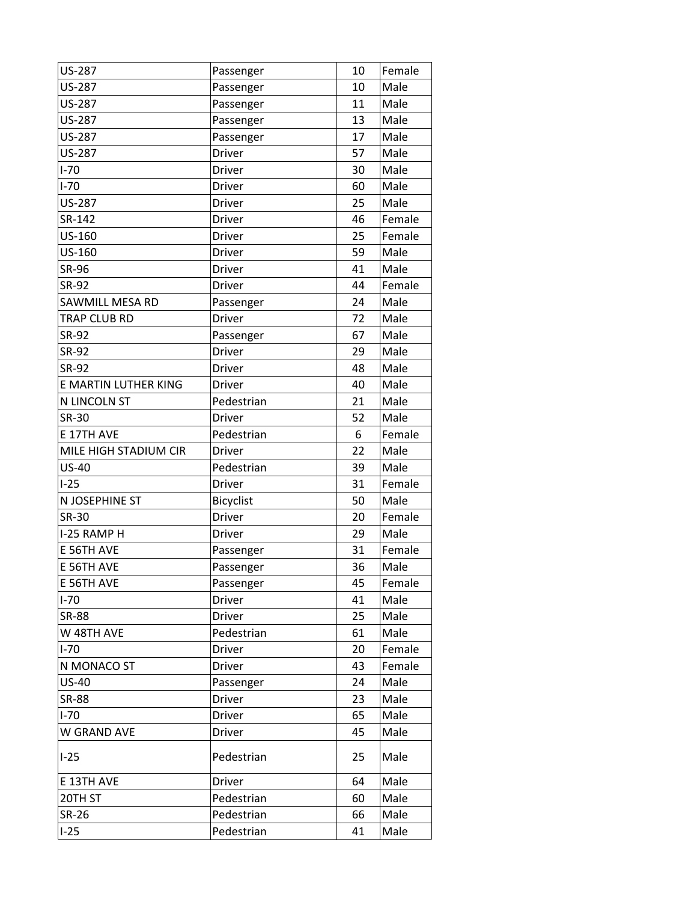| | | | |
|---|---|---|---|
| US-287 | Passenger | 10 | Female |
| US-287 | Passenger | 10 | Male |
| US-287 | Passenger | 11 | Male |
| US-287 | Passenger | 13 | Male |
| US-287 | Passenger | 17 | Male |
| US-287 | Driver | 57 | Male |
| I-70 | Driver | 30 | Male |
| I-70 | Driver | 60 | Male |
| US-287 | Driver | 25 | Male |
| SR-142 | Driver | 46 | Female |
| US-160 | Driver | 25 | Female |
| US-160 | Driver | 59 | Male |
| SR-96 | Driver | 41 | Male |
| SR-92 | Driver | 44 | Female |
| SAWMILL MESA RD | Passenger | 24 | Male |
| TRAP CLUB RD | Driver | 72 | Male |
| SR-92 | Passenger | 67 | Male |
| SR-92 | Driver | 29 | Male |
| SR-92 | Driver | 48 | Male |
| E MARTIN LUTHER KING | Driver | 40 | Male |
| N LINCOLN ST | Pedestrian | 21 | Male |
| SR-30 | Driver | 52 | Male |
| E 17TH AVE | Pedestrian | 6 | Female |
| MILE HIGH STADIUM CIR | Driver | 22 | Male |
| US-40 | Pedestrian | 39 | Male |
| I-25 | Driver | 31 | Female |
| N JOSEPHINE ST | Bicyclist | 50 | Male |
| SR-30 | Driver | 20 | Female |
| I-25 RAMP H | Driver | 29 | Male |
| E 56TH AVE | Passenger | 31 | Female |
| E 56TH AVE | Passenger | 36 | Male |
| E 56TH AVE | Passenger | 45 | Female |
| I-70 | Driver | 41 | Male |
| SR-88 | Driver | 25 | Male |
| W 48TH AVE | Pedestrian | 61 | Male |
| I-70 | Driver | 20 | Female |
| N MONACO ST | Driver | 43 | Female |
| US-40 | Passenger | 24 | Male |
| SR-88 | Driver | 23 | Male |
| I-70 | Driver | 65 | Male |
| W GRAND AVE | Driver | 45 | Male |
| I-25 | Pedestrian | 25 | Male |
| E 13TH AVE | Driver | 64 | Male |
| 20TH ST | Pedestrian | 60 | Male |
| SR-26 | Pedestrian | 66 | Male |
| I-25 | Pedestrian | 41 | Male |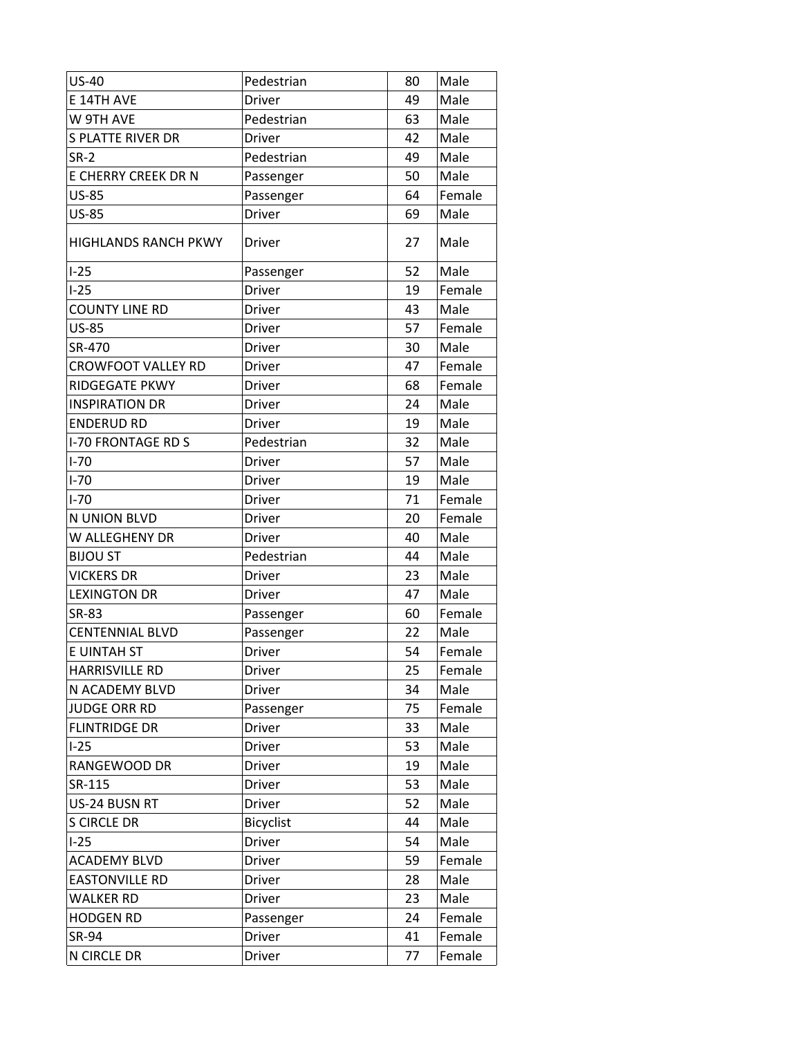| | | | |
|---|---|---|---|
| US-40 | Pedestrian | 80 | Male |
| E 14TH AVE | Driver | 49 | Male |
| W 9TH AVE | Pedestrian | 63 | Male |
| S PLATTE RIVER DR | Driver | 42 | Male |
| SR-2 | Pedestrian | 49 | Male |
| E CHERRY CREEK DR N | Passenger | 50 | Male |
| US-85 | Passenger | 64 | Female |
| US-85 | Driver | 69 | Male |
| HIGHLANDS RANCH PKWY | Driver | 27 | Male |
| I-25 | Passenger | 52 | Male |
| I-25 | Driver | 19 | Female |
| COUNTY LINE RD | Driver | 43 | Male |
| US-85 | Driver | 57 | Female |
| SR-470 | Driver | 30 | Male |
| CROWFOOT VALLEY RD | Driver | 47 | Female |
| RIDGEGATE PKWY | Driver | 68 | Female |
| INSPIRATION DR | Driver | 24 | Male |
| ENDERUD RD | Driver | 19 | Male |
| I-70 FRONTAGE RD S | Pedestrian | 32 | Male |
| I-70 | Driver | 57 | Male |
| I-70 | Driver | 19 | Male |
| I-70 | Driver | 71 | Female |
| N UNION BLVD | Driver | 20 | Female |
| W ALLEGHENY DR | Driver | 40 | Male |
| BIJOU ST | Pedestrian | 44 | Male |
| VICKERS DR | Driver | 23 | Male |
| LEXINGTON DR | Driver | 47 | Male |
| SR-83 | Passenger | 60 | Female |
| CENTENNIAL BLVD | Passenger | 22 | Male |
| E UINTAH ST | Driver | 54 | Female |
| HARRISVILLE RD | Driver | 25 | Female |
| N ACADEMY BLVD | Driver | 34 | Male |
| JUDGE ORR RD | Passenger | 75 | Female |
| FLINTRIDGE DR | Driver | 33 | Male |
| I-25 | Driver | 53 | Male |
| RANGEWOOD DR | Driver | 19 | Male |
| SR-115 | Driver | 53 | Male |
| US-24 BUSN RT | Driver | 52 | Male |
| S CIRCLE DR | Bicyclist | 44 | Male |
| I-25 | Driver | 54 | Male |
| ACADEMY BLVD | Driver | 59 | Female |
| EASTONVILLE RD | Driver | 28 | Male |
| WALKER RD | Driver | 23 | Male |
| HODGEN RD | Passenger | 24 | Female |
| SR-94 | Driver | 41 | Female |
| N CIRCLE DR | Driver | 77 | Female |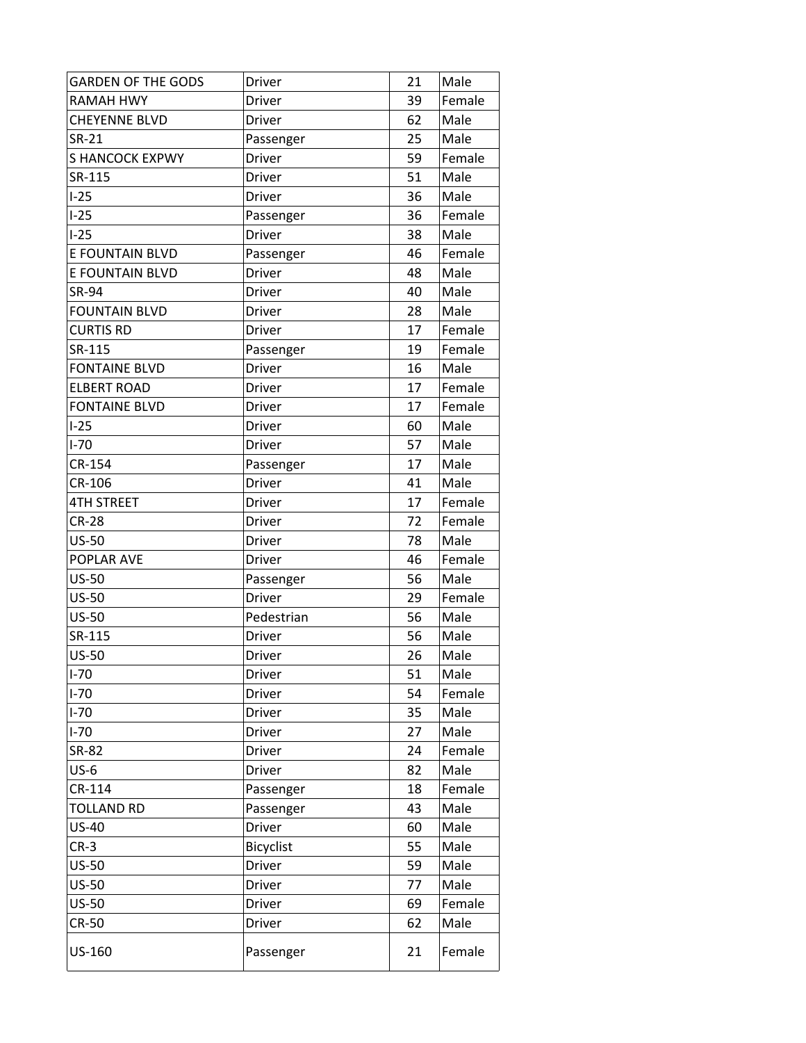| GARDEN OF THE GODS | Driver | 21 | Male |
|---|---|---|---|
| RAMAH HWY | Driver | 39 | Female |
| CHEYENNE BLVD | Driver | 62 | Male |
| SR-21 | Passenger | 25 | Male |
| S HANCOCK EXPWY | Driver | 59 | Female |
| SR-115 | Driver | 51 | Male |
| I-25 | Driver | 36 | Male |
| I-25 | Passenger | 36 | Female |
| I-25 | Driver | 38 | Male |
| E FOUNTAIN BLVD | Passenger | 46 | Female |
| E FOUNTAIN BLVD | Driver | 48 | Male |
| SR-94 | Driver | 40 | Male |
| FOUNTAIN BLVD | Driver | 28 | Male |
| CURTIS RD | Driver | 17 | Female |
| SR-115 | Passenger | 19 | Female |
| FONTAINE BLVD | Driver | 16 | Male |
| ELBERT ROAD | Driver | 17 | Female |
| FONTAINE BLVD | Driver | 17 | Female |
| I-25 | Driver | 60 | Male |
| I-70 | Driver | 57 | Male |
| CR-154 | Passenger | 17 | Male |
| CR-106 | Driver | 41 | Male |
| 4TH STREET | Driver | 17 | Female |
| CR-28 | Driver | 72 | Female |
| US-50 | Driver | 78 | Male |
| POPLAR AVE | Driver | 46 | Female |
| US-50 | Passenger | 56 | Male |
| US-50 | Driver | 29 | Female |
| US-50 | Pedestrian | 56 | Male |
| SR-115 | Driver | 56 | Male |
| US-50 | Driver | 26 | Male |
| I-70 | Driver | 51 | Male |
| I-70 | Driver | 54 | Female |
| I-70 | Driver | 35 | Male |
| I-70 | Driver | 27 | Male |
| SR-82 | Driver | 24 | Female |
| US-6 | Driver | 82 | Male |
| CR-114 | Passenger | 18 | Female |
| TOLLAND RD | Passenger | 43 | Male |
| US-40 | Driver | 60 | Male |
| CR-3 | Bicyclist | 55 | Male |
| US-50 | Driver | 59 | Male |
| US-50 | Driver | 77 | Male |
| US-50 | Driver | 69 | Female |
| CR-50 | Driver | 62 | Male |
| US-160 | Passenger | 21 | Female |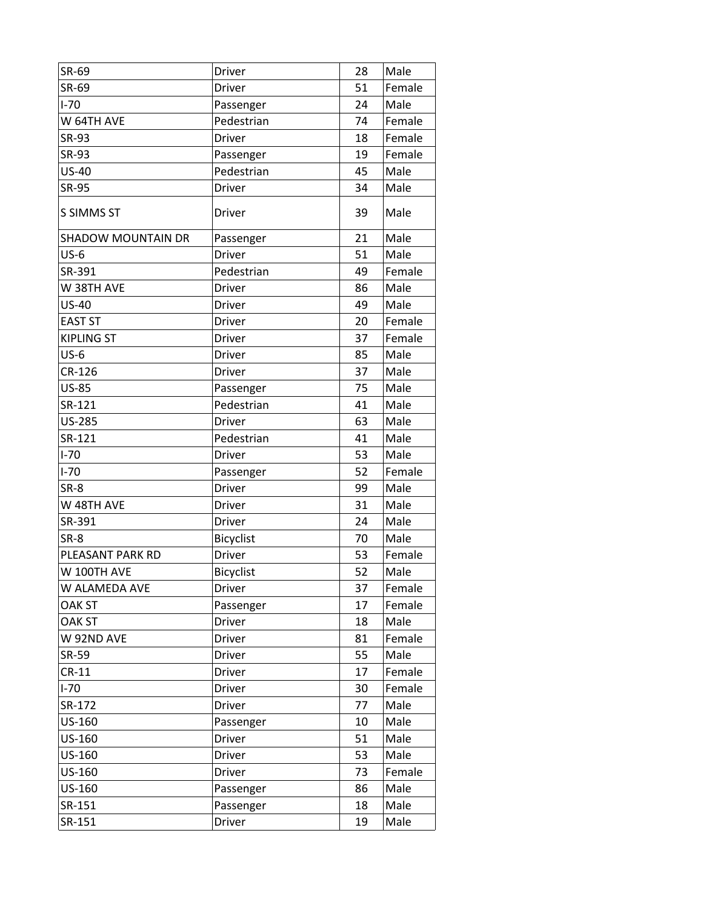| | | | |
|---|---|---|---|
| SR-69 | Driver | 28 | Male |
| SR-69 | Driver | 51 | Female |
| I-70 | Passenger | 24 | Male |
| W 64TH AVE | Pedestrian | 74 | Female |
| SR-93 | Driver | 18 | Female |
| SR-93 | Passenger | 19 | Female |
| US-40 | Pedestrian | 45 | Male |
| SR-95 | Driver | 34 | Male |
| S SIMMS ST | Driver | 39 | Male |
| SHADOW MOUNTAIN DR | Passenger | 21 | Male |
| US-6 | Driver | 51 | Male |
| SR-391 | Pedestrian | 49 | Female |
| W 38TH AVE | Driver | 86 | Male |
| US-40 | Driver | 49 | Male |
| EAST ST | Driver | 20 | Female |
| KIPLING ST | Driver | 37 | Female |
| US-6 | Driver | 85 | Male |
| CR-126 | Driver | 37 | Male |
| US-85 | Passenger | 75 | Male |
| SR-121 | Pedestrian | 41 | Male |
| US-285 | Driver | 63 | Male |
| SR-121 | Pedestrian | 41 | Male |
| I-70 | Driver | 53 | Male |
| I-70 | Passenger | 52 | Female |
| SR-8 | Driver | 99 | Male |
| W 48TH AVE | Driver | 31 | Male |
| SR-391 | Driver | 24 | Male |
| SR-8 | Bicyclist | 70 | Male |
| PLEASANT PARK RD | Driver | 53 | Female |
| W 100TH AVE | Bicyclist | 52 | Male |
| W ALAMEDA AVE | Driver | 37 | Female |
| OAK ST | Passenger | 17 | Female |
| OAK ST | Driver | 18 | Male |
| W 92ND AVE | Driver | 81 | Female |
| SR-59 | Driver | 55 | Male |
| CR-11 | Driver | 17 | Female |
| I-70 | Driver | 30 | Female |
| SR-172 | Driver | 77 | Male |
| US-160 | Passenger | 10 | Male |
| US-160 | Driver | 51 | Male |
| US-160 | Driver | 53 | Male |
| US-160 | Driver | 73 | Female |
| US-160 | Passenger | 86 | Male |
| SR-151 | Passenger | 18 | Male |
| SR-151 | Driver | 19 | Male |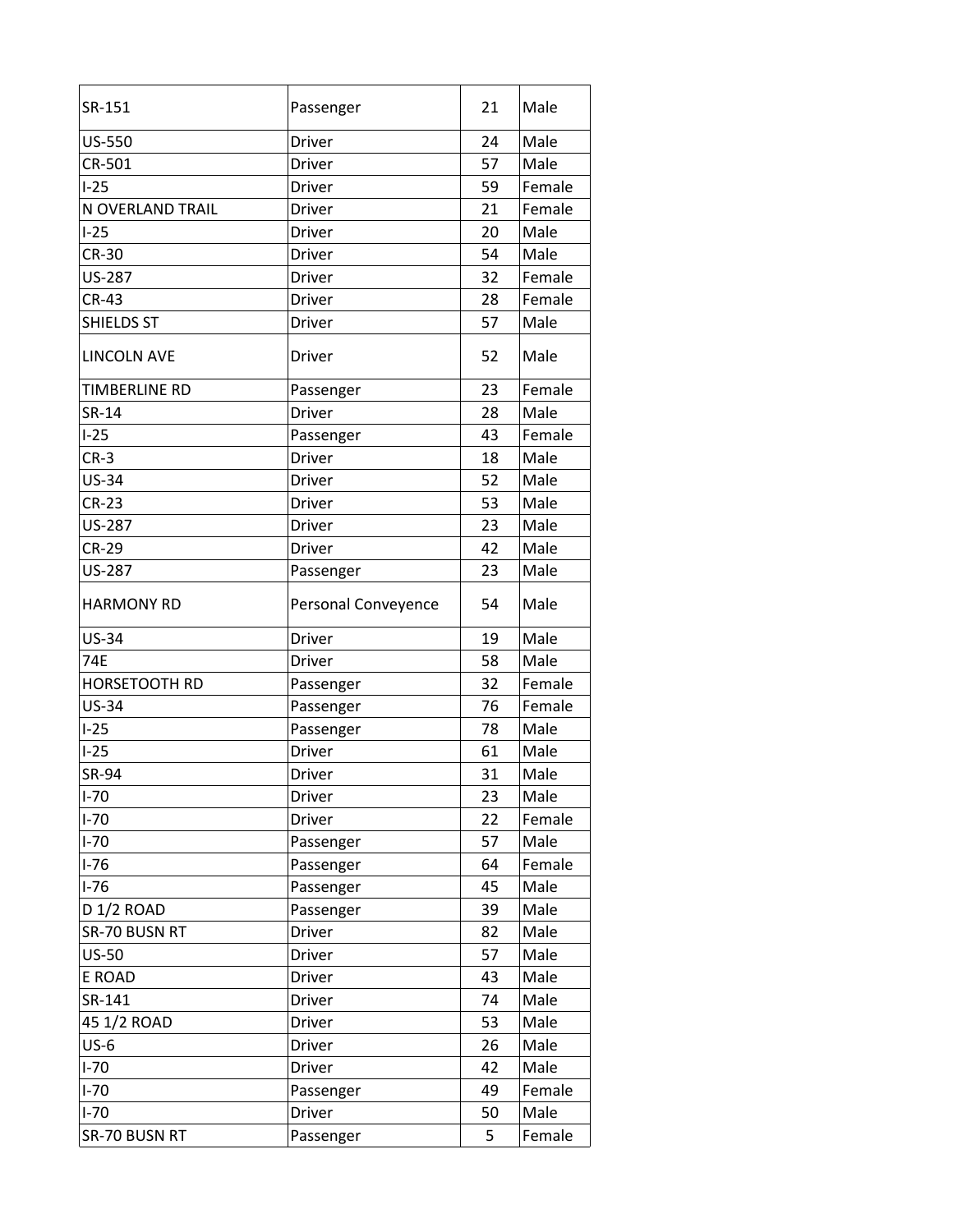| | | | |
|---|---|---|---|
| SR-151 | Passenger | 21 | Male |
| US-550 | Driver | 24 | Male |
| CR-501 | Driver | 57 | Male |
| I-25 | Driver | 59 | Female |
| N OVERLAND TRAIL | Driver | 21 | Female |
| I-25 | Driver | 20 | Male |
| CR-30 | Driver | 54 | Male |
| US-287 | Driver | 32 | Female |
| CR-43 | Driver | 28 | Female |
| SHIELDS ST | Driver | 57 | Male |
| LINCOLN AVE | Driver | 52 | Male |
| TIMBERLINE RD | Passenger | 23 | Female |
| SR-14 | Driver | 28 | Male |
| I-25 | Passenger | 43 | Female |
| CR-3 | Driver | 18 | Male |
| US-34 | Driver | 52 | Male |
| CR-23 | Driver | 53 | Male |
| US-287 | Driver | 23 | Male |
| CR-29 | Driver | 42 | Male |
| US-287 | Passenger | 23 | Male |
| HARMONY RD | Personal Conveyence | 54 | Male |
| US-34 | Driver | 19 | Male |
| 74E | Driver | 58 | Male |
| HORSETOOTH RD | Passenger | 32 | Female |
| US-34 | Passenger | 76 | Female |
| I-25 | Passenger | 78 | Male |
| I-25 | Driver | 61 | Male |
| SR-94 | Driver | 31 | Male |
| I-70 | Driver | 23 | Male |
| I-70 | Driver | 22 | Female |
| I-70 | Passenger | 57 | Male |
| I-76 | Passenger | 64 | Female |
| I-76 | Passenger | 45 | Male |
| D 1/2 ROAD | Passenger | 39 | Male |
| SR-70 BUSN RT | Driver | 82 | Male |
| US-50 | Driver | 57 | Male |
| E ROAD | Driver | 43 | Male |
| SR-141 | Driver | 74 | Male |
| 45 1/2 ROAD | Driver | 53 | Male |
| US-6 | Driver | 26 | Male |
| I-70 | Driver | 42 | Male |
| I-70 | Passenger | 49 | Female |
| I-70 | Driver | 50 | Male |
| SR-70 BUSN RT | Passenger | 5 | Female |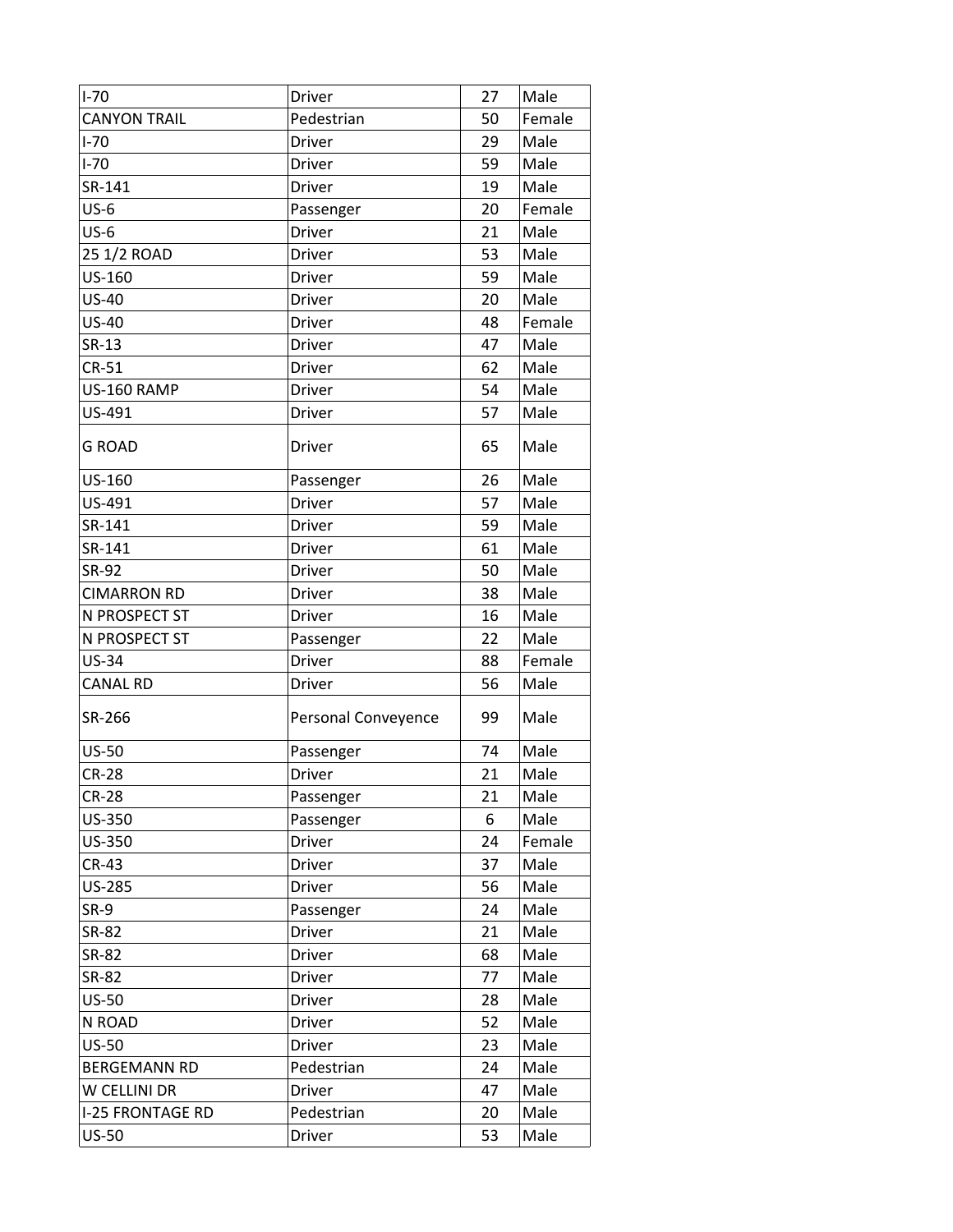| | | | |
|---|---|---|---|
| I-70 | Driver | 27 | Male |
| CANYON TRAIL | Pedestrian | 50 | Female |
| I-70 | Driver | 29 | Male |
| I-70 | Driver | 59 | Male |
| SR-141 | Driver | 19 | Male |
| US-6 | Passenger | 20 | Female |
| US-6 | Driver | 21 | Male |
| 25 1/2 ROAD | Driver | 53 | Male |
| US-160 | Driver | 59 | Male |
| US-40 | Driver | 20 | Male |
| US-40 | Driver | 48 | Female |
| SR-13 | Driver | 47 | Male |
| CR-51 | Driver | 62 | Male |
| US-160 RAMP | Driver | 54 | Male |
| US-491 | Driver | 57 | Male |
| G ROAD | Driver | 65 | Male |
| US-160 | Passenger | 26 | Male |
| US-491 | Driver | 57 | Male |
| SR-141 | Driver | 59 | Male |
| SR-141 | Driver | 61 | Male |
| SR-92 | Driver | 50 | Male |
| CIMARRON RD | Driver | 38 | Male |
| N PROSPECT ST | Driver | 16 | Male |
| N PROSPECT ST | Passenger | 22 | Male |
| US-34 | Driver | 88 | Female |
| CANAL RD | Driver | 56 | Male |
| SR-266 | Personal Conveyence | 99 | Male |
| US-50 | Passenger | 74 | Male |
| CR-28 | Driver | 21 | Male |
| CR-28 | Passenger | 21 | Male |
| US-350 | Passenger | 6 | Male |
| US-350 | Driver | 24 | Female |
| CR-43 | Driver | 37 | Male |
| US-285 | Driver | 56 | Male |
| SR-9 | Passenger | 24 | Male |
| SR-82 | Driver | 21 | Male |
| SR-82 | Driver | 68 | Male |
| SR-82 | Driver | 77 | Male |
| US-50 | Driver | 28 | Male |
| N ROAD | Driver | 52 | Male |
| US-50 | Driver | 23 | Male |
| BERGEMANN RD | Pedestrian | 24 | Male |
| W CELLINI DR | Driver | 47 | Male |
| I-25 FRONTAGE RD | Pedestrian | 20 | Male |
| US-50 | Driver | 53 | Male |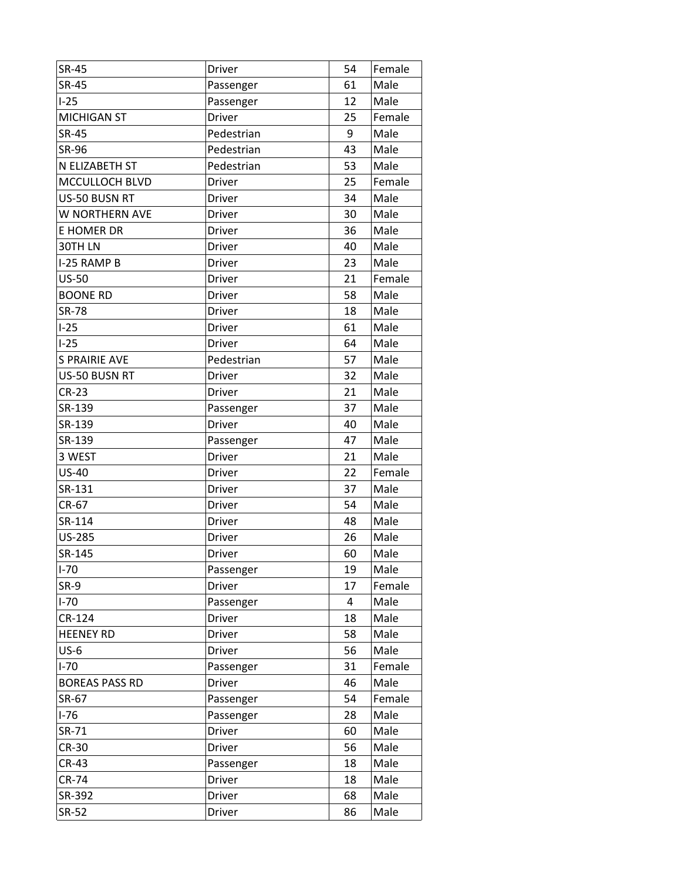| | | | |
|---|---|---|---|
| SR-45 | Driver | 54 | Female |
| SR-45 | Passenger | 61 | Male |
| I-25 | Passenger | 12 | Male |
| MICHIGAN ST | Driver | 25 | Female |
| SR-45 | Pedestrian | 9 | Male |
| SR-96 | Pedestrian | 43 | Male |
| N ELIZABETH ST | Pedestrian | 53 | Male |
| MCCULLOCH BLVD | Driver | 25 | Female |
| US-50 BUSN RT | Driver | 34 | Male |
| W NORTHERN AVE | Driver | 30 | Male |
| E HOMER DR | Driver | 36 | Male |
| 30TH LN | Driver | 40 | Male |
| I-25 RAMP B | Driver | 23 | Male |
| US-50 | Driver | 21 | Female |
| BOONE RD | Driver | 58 | Male |
| SR-78 | Driver | 18 | Male |
| I-25 | Driver | 61 | Male |
| I-25 | Driver | 64 | Male |
| S PRAIRIE AVE | Pedestrian | 57 | Male |
| US-50 BUSN RT | Driver | 32 | Male |
| CR-23 | Driver | 21 | Male |
| SR-139 | Passenger | 37 | Male |
| SR-139 | Driver | 40 | Male |
| SR-139 | Passenger | 47 | Male |
| 3 WEST | Driver | 21 | Male |
| US-40 | Driver | 22 | Female |
| SR-131 | Driver | 37 | Male |
| CR-67 | Driver | 54 | Male |
| SR-114 | Driver | 48 | Male |
| US-285 | Driver | 26 | Male |
| SR-145 | Driver | 60 | Male |
| I-70 | Passenger | 19 | Male |
| SR-9 | Driver | 17 | Female |
| I-70 | Passenger | 4 | Male |
| CR-124 | Driver | 18 | Male |
| HEENEY RD | Driver | 58 | Male |
| US-6 | Driver | 56 | Male |
| I-70 | Passenger | 31 | Female |
| BOREAS PASS RD | Driver | 46 | Male |
| SR-67 | Passenger | 54 | Female |
| I-76 | Passenger | 28 | Male |
| SR-71 | Driver | 60 | Male |
| CR-30 | Driver | 56 | Male |
| CR-43 | Passenger | 18 | Male |
| CR-74 | Driver | 18 | Male |
| SR-392 | Driver | 68 | Male |
| SR-52 | Driver | 86 | Male |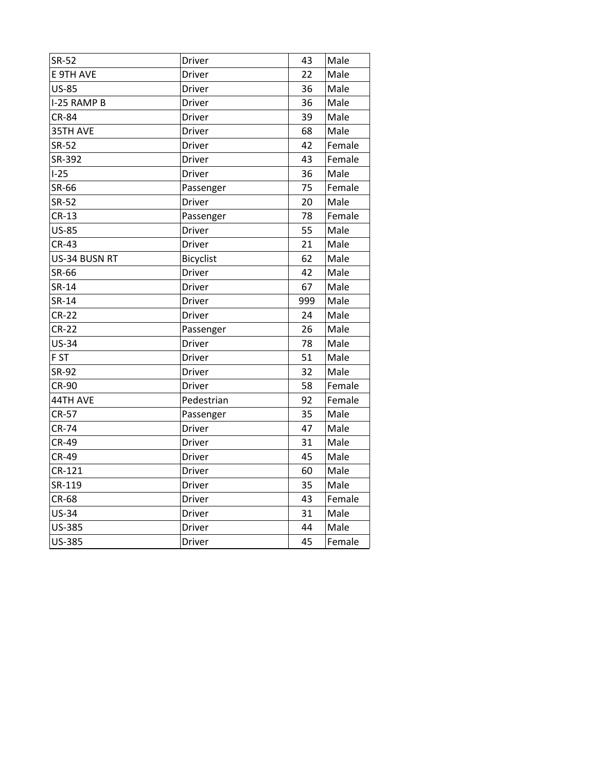| | | | |
|---|---|---|---|
| SR-52 | Driver | 43 | Male |
| E 9TH AVE | Driver | 22 | Male |
| US-85 | Driver | 36 | Male |
| I-25 RAMP B | Driver | 36 | Male |
| CR-84 | Driver | 39 | Male |
| 35TH AVE | Driver | 68 | Male |
| SR-52 | Driver | 42 | Female |
| SR-392 | Driver | 43 | Female |
| I-25 | Driver | 36 | Male |
| SR-66 | Passenger | 75 | Female |
| SR-52 | Driver | 20 | Male |
| CR-13 | Passenger | 78 | Female |
| US-85 | Driver | 55 | Male |
| CR-43 | Driver | 21 | Male |
| US-34 BUSN RT | Bicyclist | 62 | Male |
| SR-66 | Driver | 42 | Male |
| SR-14 | Driver | 67 | Male |
| SR-14 | Driver | 999 | Male |
| CR-22 | Driver | 24 | Male |
| CR-22 | Passenger | 26 | Male |
| US-34 | Driver | 78 | Male |
| F ST | Driver | 51 | Male |
| SR-92 | Driver | 32 | Male |
| CR-90 | Driver | 58 | Female |
| 44TH AVE | Pedestrian | 92 | Female |
| CR-57 | Passenger | 35 | Male |
| CR-74 | Driver | 47 | Male |
| CR-49 | Driver | 31 | Male |
| CR-49 | Driver | 45 | Male |
| CR-121 | Driver | 60 | Male |
| SR-119 | Driver | 35 | Male |
| CR-68 | Driver | 43 | Female |
| US-34 | Driver | 31 | Male |
| US-385 | Driver | 44 | Male |
| US-385 | Driver | 45 | Female |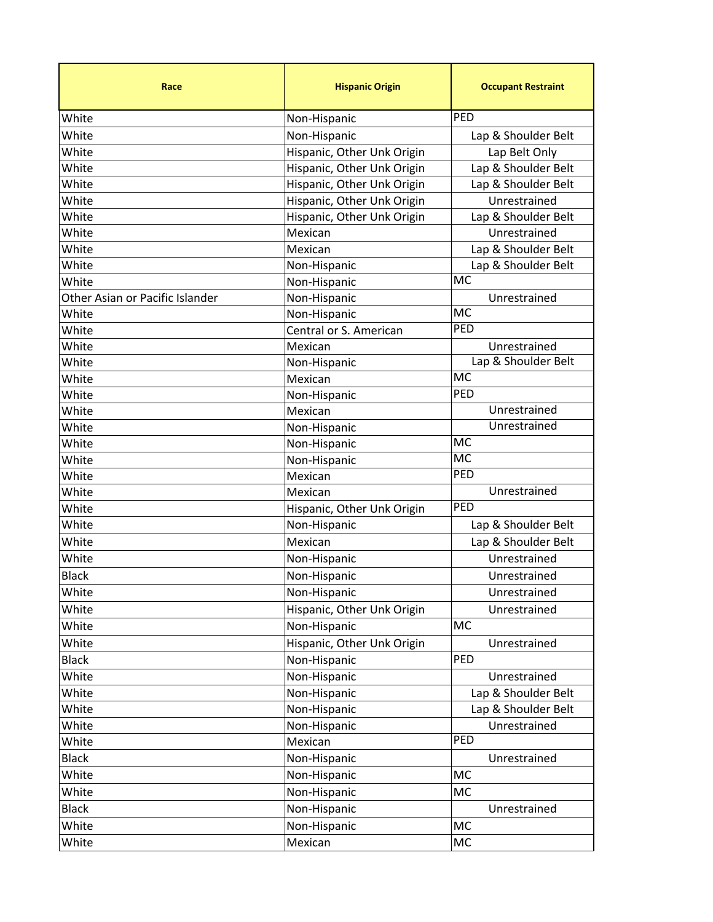| Race | Hispanic Origin | Occupant Restraint |
|---|---|---|
| White | Non-Hispanic | PED |
| White | Non-Hispanic | Lap & Shoulder Belt |
| White | Hispanic, Other Unk Origin | Lap Belt Only |
| White | Hispanic, Other Unk Origin | Lap & Shoulder Belt |
| White | Hispanic, Other Unk Origin | Lap & Shoulder Belt |
| White | Hispanic, Other Unk Origin | Unrestrained |
| White | Hispanic, Other Unk Origin | Lap & Shoulder Belt |
| White | Mexican | Unrestrained |
| White | Mexican | Lap & Shoulder Belt |
| White | Non-Hispanic | Lap & Shoulder Belt |
| White | Non-Hispanic | MC |
| Other Asian or Pacific Islander | Non-Hispanic | Unrestrained |
| White | Non-Hispanic | MC |
| White | Central or S. American | PED |
| White | Mexican | Unrestrained |
| White | Non-Hispanic | Lap & Shoulder Belt |
| White | Mexican | MC |
| White | Non-Hispanic | PED |
| White | Mexican | Unrestrained |
| White | Non-Hispanic | Unrestrained |
| White | Non-Hispanic | MC |
| White | Non-Hispanic | MC |
| White | Mexican | PED |
| White | Mexican | Unrestrained |
| White | Hispanic, Other Unk Origin | PED |
| White | Non-Hispanic | Lap & Shoulder Belt |
| White | Mexican | Lap & Shoulder Belt |
| White | Non-Hispanic | Unrestrained |
| Black | Non-Hispanic | Unrestrained |
| White | Non-Hispanic | Unrestrained |
| White | Hispanic, Other Unk Origin | Unrestrained |
| White | Non-Hispanic | MC |
| White | Hispanic, Other Unk Origin | Unrestrained |
| Black | Non-Hispanic | PED |
| White | Non-Hispanic | Unrestrained |
| White | Non-Hispanic | Lap & Shoulder Belt |
| White | Non-Hispanic | Lap & Shoulder Belt |
| White | Non-Hispanic | Unrestrained |
| White | Mexican | PED |
| Black | Non-Hispanic | Unrestrained |
| White | Non-Hispanic | MC |
| White | Non-Hispanic | MC |
| Black | Non-Hispanic | Unrestrained |
| White | Non-Hispanic | MC |
| White | Mexican | MC |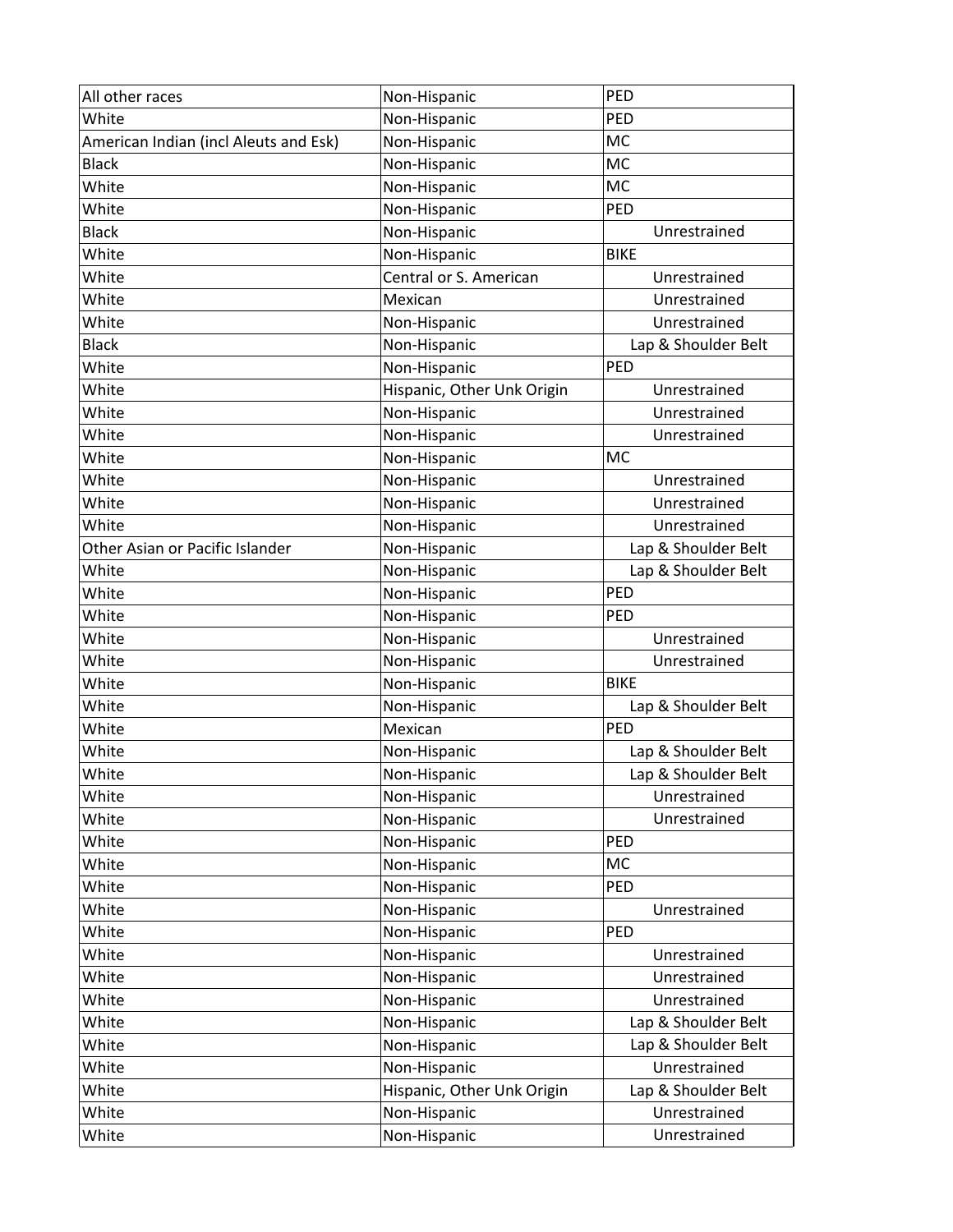| All other races | Non-Hispanic | PED |
|---|---|---|
| White | Non-Hispanic | PED |
| American Indian (incl Aleuts and Esk) | Non-Hispanic | MC |
| Black | Non-Hispanic | MC |
| White | Non-Hispanic | MC |
| White | Non-Hispanic | PED |
| Black | Non-Hispanic | Unrestrained |
| White | Non-Hispanic | BIKE |
| White | Central or S. American | Unrestrained |
| White | Mexican | Unrestrained |
| White | Non-Hispanic | Unrestrained |
| Black | Non-Hispanic | Lap & Shoulder Belt |
| White | Non-Hispanic | PED |
| White | Hispanic, Other Unk Origin | Unrestrained |
| White | Non-Hispanic | Unrestrained |
| White | Non-Hispanic | Unrestrained |
| White | Non-Hispanic | MC |
| White | Non-Hispanic | Unrestrained |
| White | Non-Hispanic | Unrestrained |
| White | Non-Hispanic | Unrestrained |
| Other Asian or Pacific Islander | Non-Hispanic | Lap & Shoulder Belt |
| White | Non-Hispanic | Lap & Shoulder Belt |
| White | Non-Hispanic | PED |
| White | Non-Hispanic | PED |
| White | Non-Hispanic | Unrestrained |
| White | Non-Hispanic | Unrestrained |
| White | Non-Hispanic | BIKE |
| White | Non-Hispanic | Lap & Shoulder Belt |
| White | Mexican | PED |
| White | Non-Hispanic | Lap & Shoulder Belt |
| White | Non-Hispanic | Lap & Shoulder Belt |
| White | Non-Hispanic | Unrestrained |
| White | Non-Hispanic | Unrestrained |
| White | Non-Hispanic | PED |
| White | Non-Hispanic | MC |
| White | Non-Hispanic | PED |
| White | Non-Hispanic | Unrestrained |
| White | Non-Hispanic | PED |
| White | Non-Hispanic | Unrestrained |
| White | Non-Hispanic | Unrestrained |
| White | Non-Hispanic | Unrestrained |
| White | Non-Hispanic | Lap & Shoulder Belt |
| White | Non-Hispanic | Lap & Shoulder Belt |
| White | Non-Hispanic | Unrestrained |
| White | Hispanic, Other Unk Origin | Lap & Shoulder Belt |
| White | Non-Hispanic | Unrestrained |
| White | Non-Hispanic | Unrestrained |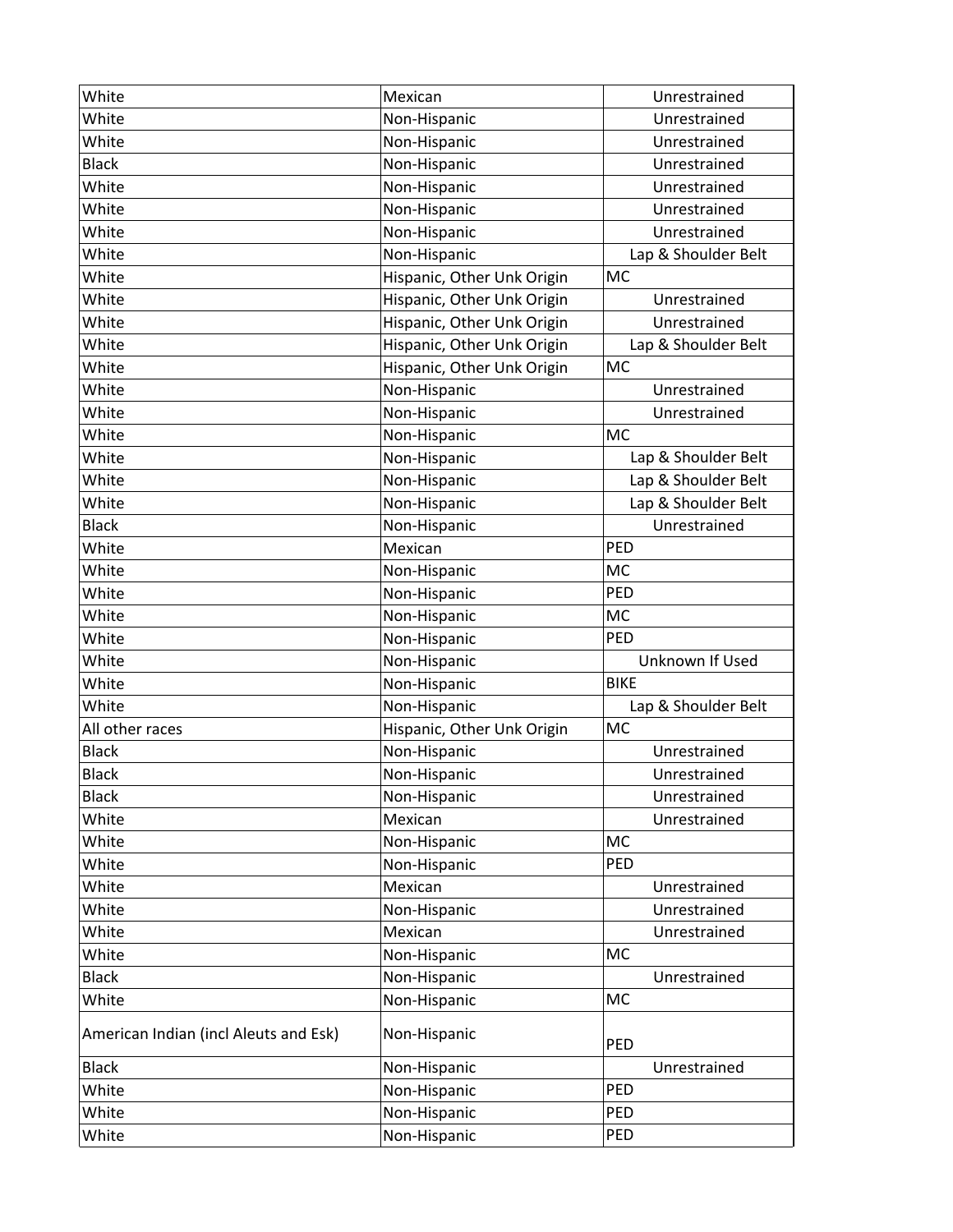| | | |
|---|---|---|
| White | Mexican | Unrestrained |
| White | Non-Hispanic | Unrestrained |
| White | Non-Hispanic | Unrestrained |
| Black | Non-Hispanic | Unrestrained |
| White | Non-Hispanic | Unrestrained |
| White | Non-Hispanic | Unrestrained |
| White | Non-Hispanic | Unrestrained |
| White | Non-Hispanic | Lap & Shoulder Belt |
| White | Hispanic, Other Unk Origin | MC |
| White | Hispanic, Other Unk Origin | Unrestrained |
| White | Hispanic, Other Unk Origin | Unrestrained |
| White | Hispanic, Other Unk Origin | Lap & Shoulder Belt |
| White | Hispanic, Other Unk Origin | MC |
| White | Non-Hispanic | Unrestrained |
| White | Non-Hispanic | Unrestrained |
| White | Non-Hispanic | MC |
| White | Non-Hispanic | Lap & Shoulder Belt |
| White | Non-Hispanic | Lap & Shoulder Belt |
| White | Non-Hispanic | Lap & Shoulder Belt |
| Black | Non-Hispanic | Unrestrained |
| White | Mexican | PED |
| White | Non-Hispanic | MC |
| White | Non-Hispanic | PED |
| White | Non-Hispanic | MC |
| White | Non-Hispanic | PED |
| White | Non-Hispanic | Unknown If Used |
| White | Non-Hispanic | BIKE |
| White | Non-Hispanic | Lap & Shoulder Belt |
| All other races | Hispanic, Other Unk Origin | MC |
| Black | Non-Hispanic | Unrestrained |
| Black | Non-Hispanic | Unrestrained |
| Black | Non-Hispanic | Unrestrained |
| White | Mexican | Unrestrained |
| White | Non-Hispanic | MC |
| White | Non-Hispanic | PED |
| White | Mexican | Unrestrained |
| White | Non-Hispanic | Unrestrained |
| White | Mexican | Unrestrained |
| White | Non-Hispanic | MC |
| Black | Non-Hispanic | Unrestrained |
| White | Non-Hispanic | MC |
| American Indian (incl Aleuts and Esk) | Non-Hispanic | PED |
| Black | Non-Hispanic | Unrestrained |
| White | Non-Hispanic | PED |
| White | Non-Hispanic | PED |
| White | Non-Hispanic | PED |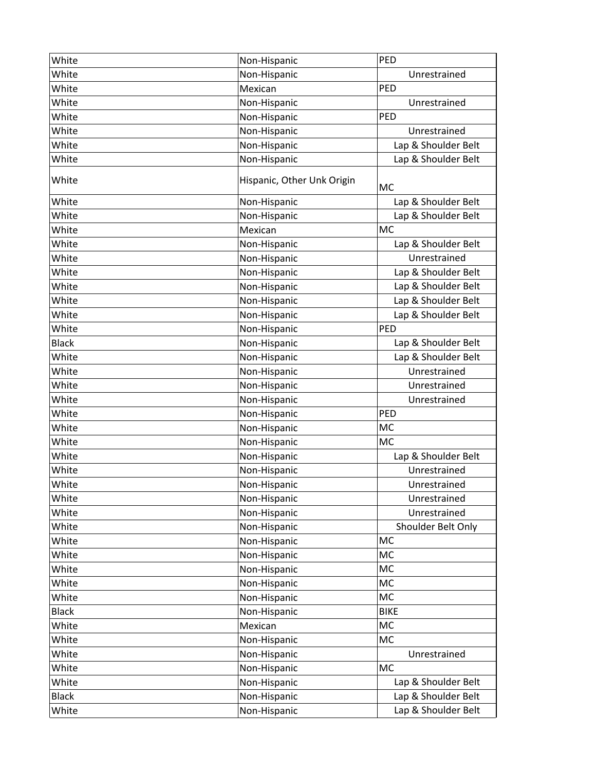| White | Non-Hispanic | PED |
|---|---|---|
| White | Non-Hispanic | Unrestrained |
| White | Mexican | PED |
| White | Non-Hispanic | Unrestrained |
| White | Non-Hispanic | PED |
| White | Non-Hispanic | Unrestrained |
| White | Non-Hispanic | Lap & Shoulder Belt |
| White | Non-Hispanic | Lap & Shoulder Belt |
| White | Hispanic, Other Unk Origin | MC |
| White | Non-Hispanic | Lap & Shoulder Belt |
| White | Non-Hispanic | Lap & Shoulder Belt |
| White | Mexican | MC |
| White | Non-Hispanic | Lap & Shoulder Belt |
| White | Non-Hispanic | Unrestrained |
| White | Non-Hispanic | Lap & Shoulder Belt |
| White | Non-Hispanic | Lap & Shoulder Belt |
| White | Non-Hispanic | Lap & Shoulder Belt |
| White | Non-Hispanic | Lap & Shoulder Belt |
| White | Non-Hispanic | PED |
| Black | Non-Hispanic | Lap & Shoulder Belt |
| White | Non-Hispanic | Lap & Shoulder Belt |
| White | Non-Hispanic | Unrestrained |
| White | Non-Hispanic | Unrestrained |
| White | Non-Hispanic | Unrestrained |
| White | Non-Hispanic | PED |
| White | Non-Hispanic | MC |
| White | Non-Hispanic | MC |
| White | Non-Hispanic | Lap & Shoulder Belt |
| White | Non-Hispanic | Unrestrained |
| White | Non-Hispanic | Unrestrained |
| White | Non-Hispanic | Unrestrained |
| White | Non-Hispanic | Unrestrained |
| White | Non-Hispanic | Shoulder Belt Only |
| White | Non-Hispanic | MC |
| White | Non-Hispanic | MC |
| White | Non-Hispanic | MC |
| White | Non-Hispanic | MC |
| White | Non-Hispanic | MC |
| Black | Non-Hispanic | BIKE |
| White | Mexican | MC |
| White | Non-Hispanic | MC |
| White | Non-Hispanic | Unrestrained |
| White | Non-Hispanic | MC |
| White | Non-Hispanic | Lap & Shoulder Belt |
| Black | Non-Hispanic | Lap & Shoulder Belt |
| White | Non-Hispanic | Lap & Shoulder Belt |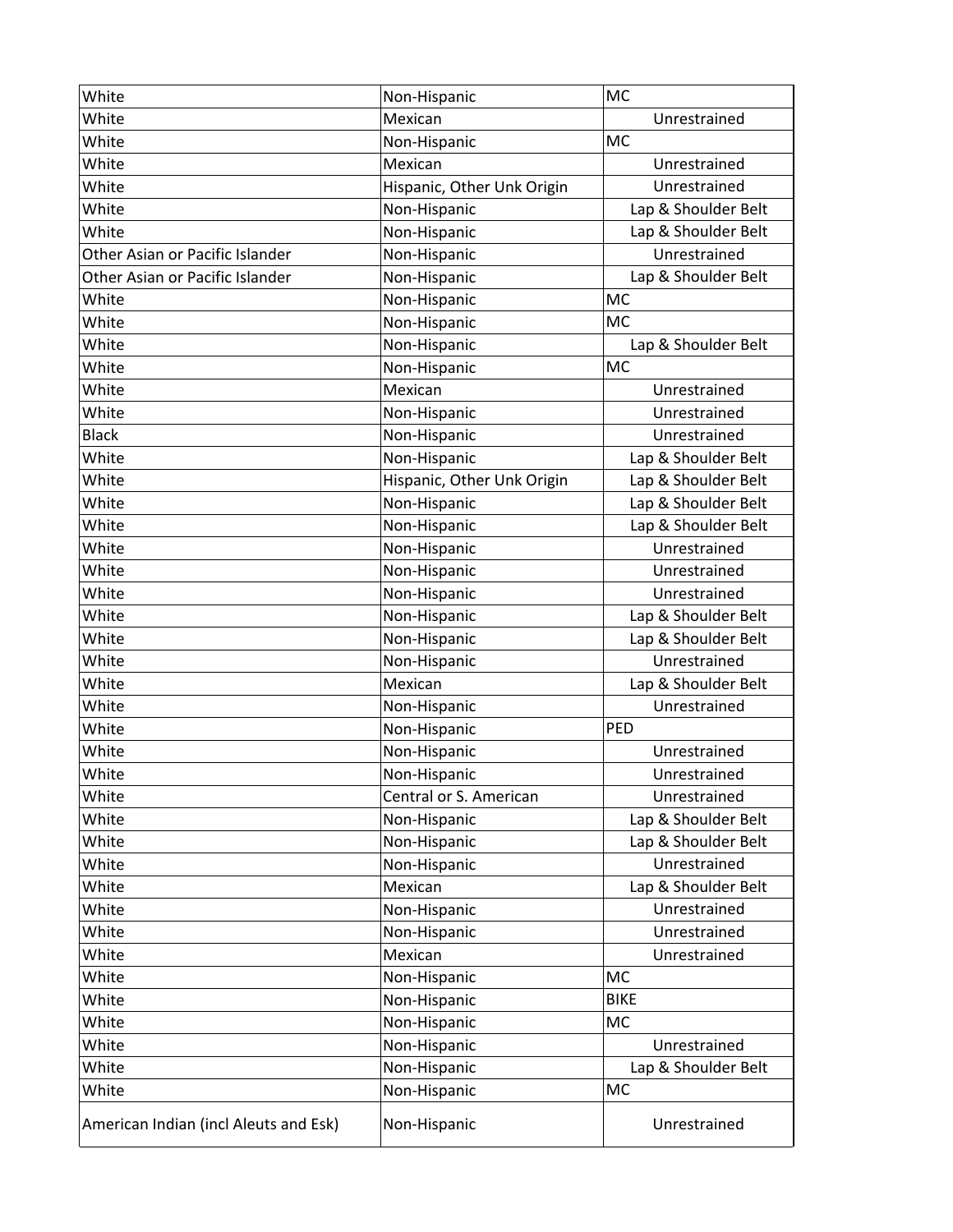| White | Non-Hispanic | MC |
|---|---|---|
| White | Mexican | Unrestrained |
| White | Non-Hispanic | MC |
| White | Mexican | Unrestrained |
| White | Hispanic, Other Unk Origin | Unrestrained |
| White | Non-Hispanic | Lap & Shoulder Belt |
| White | Non-Hispanic | Lap & Shoulder Belt |
| Other Asian or Pacific Islander | Non-Hispanic | Unrestrained |
| Other Asian or Pacific Islander | Non-Hispanic | Lap & Shoulder Belt |
| White | Non-Hispanic | MC |
| White | Non-Hispanic | MC |
| White | Non-Hispanic | Lap & Shoulder Belt |
| White | Non-Hispanic | MC |
| White | Mexican | Unrestrained |
| White | Non-Hispanic | Unrestrained |
| Black | Non-Hispanic | Unrestrained |
| White | Non-Hispanic | Lap & Shoulder Belt |
| White | Hispanic, Other Unk Origin | Lap & Shoulder Belt |
| White | Non-Hispanic | Lap & Shoulder Belt |
| White | Non-Hispanic | Lap & Shoulder Belt |
| White | Non-Hispanic | Unrestrained |
| White | Non-Hispanic | Unrestrained |
| White | Non-Hispanic | Unrestrained |
| White | Non-Hispanic | Lap & Shoulder Belt |
| White | Non-Hispanic | Lap & Shoulder Belt |
| White | Non-Hispanic | Unrestrained |
| White | Mexican | Lap & Shoulder Belt |
| White | Non-Hispanic | Unrestrained |
| White | Non-Hispanic | PED |
| White | Non-Hispanic | Unrestrained |
| White | Non-Hispanic | Unrestrained |
| White | Central or S. American | Unrestrained |
| White | Non-Hispanic | Lap & Shoulder Belt |
| White | Non-Hispanic | Lap & Shoulder Belt |
| White | Non-Hispanic | Unrestrained |
| White | Mexican | Lap & Shoulder Belt |
| White | Non-Hispanic | Unrestrained |
| White | Non-Hispanic | Unrestrained |
| White | Mexican | Unrestrained |
| White | Non-Hispanic | MC |
| White | Non-Hispanic | BIKE |
| White | Non-Hispanic | MC |
| White | Non-Hispanic | Unrestrained |
| White | Non-Hispanic | Lap & Shoulder Belt |
| White | Non-Hispanic | MC |
| American Indian (incl Aleuts and Esk) | Non-Hispanic | Unrestrained |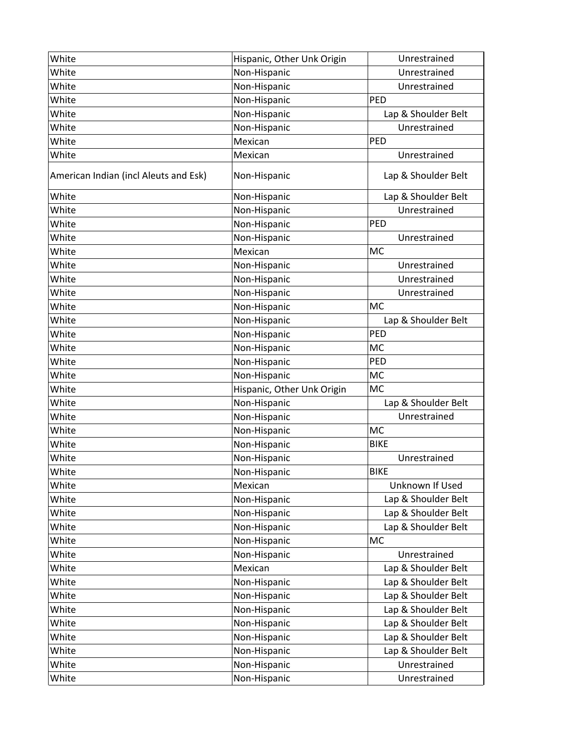| | | |
|---|---|---|
| White | Hispanic, Other Unk Origin | Unrestrained |
| White | Non-Hispanic | Unrestrained |
| White | Non-Hispanic | Unrestrained |
| White | Non-Hispanic | PED |
| White | Non-Hispanic | Lap & Shoulder Belt |
| White | Non-Hispanic | Unrestrained |
| White | Mexican | PED |
| White | Mexican | Unrestrained |
| American Indian (incl Aleuts and Esk) | Non-Hispanic | Lap & Shoulder Belt |
| White | Non-Hispanic | Lap & Shoulder Belt |
| White | Non-Hispanic | Unrestrained |
| White | Non-Hispanic | PED |
| White | Non-Hispanic | Unrestrained |
| White | Mexican | MC |
| White | Non-Hispanic | Unrestrained |
| White | Non-Hispanic | Unrestrained |
| White | Non-Hispanic | Unrestrained |
| White | Non-Hispanic | MC |
| White | Non-Hispanic | Lap & Shoulder Belt |
| White | Non-Hispanic | PED |
| White | Non-Hispanic | MC |
| White | Non-Hispanic | PED |
| White | Non-Hispanic | MC |
| White | Hispanic, Other Unk Origin | MC |
| White | Non-Hispanic | Lap & Shoulder Belt |
| White | Non-Hispanic | Unrestrained |
| White | Non-Hispanic | MC |
| White | Non-Hispanic | BIKE |
| White | Non-Hispanic | Unrestrained |
| White | Non-Hispanic | BIKE |
| White | Mexican | Unknown If Used |
| White | Non-Hispanic | Lap & Shoulder Belt |
| White | Non-Hispanic | Lap & Shoulder Belt |
| White | Non-Hispanic | Lap & Shoulder Belt |
| White | Non-Hispanic | MC |
| White | Non-Hispanic | Unrestrained |
| White | Mexican | Lap & Shoulder Belt |
| White | Non-Hispanic | Lap & Shoulder Belt |
| White | Non-Hispanic | Lap & Shoulder Belt |
| White | Non-Hispanic | Lap & Shoulder Belt |
| White | Non-Hispanic | Lap & Shoulder Belt |
| White | Non-Hispanic | Lap & Shoulder Belt |
| White | Non-Hispanic | Lap & Shoulder Belt |
| White | Non-Hispanic | Unrestrained |
| White | Non-Hispanic | Unrestrained |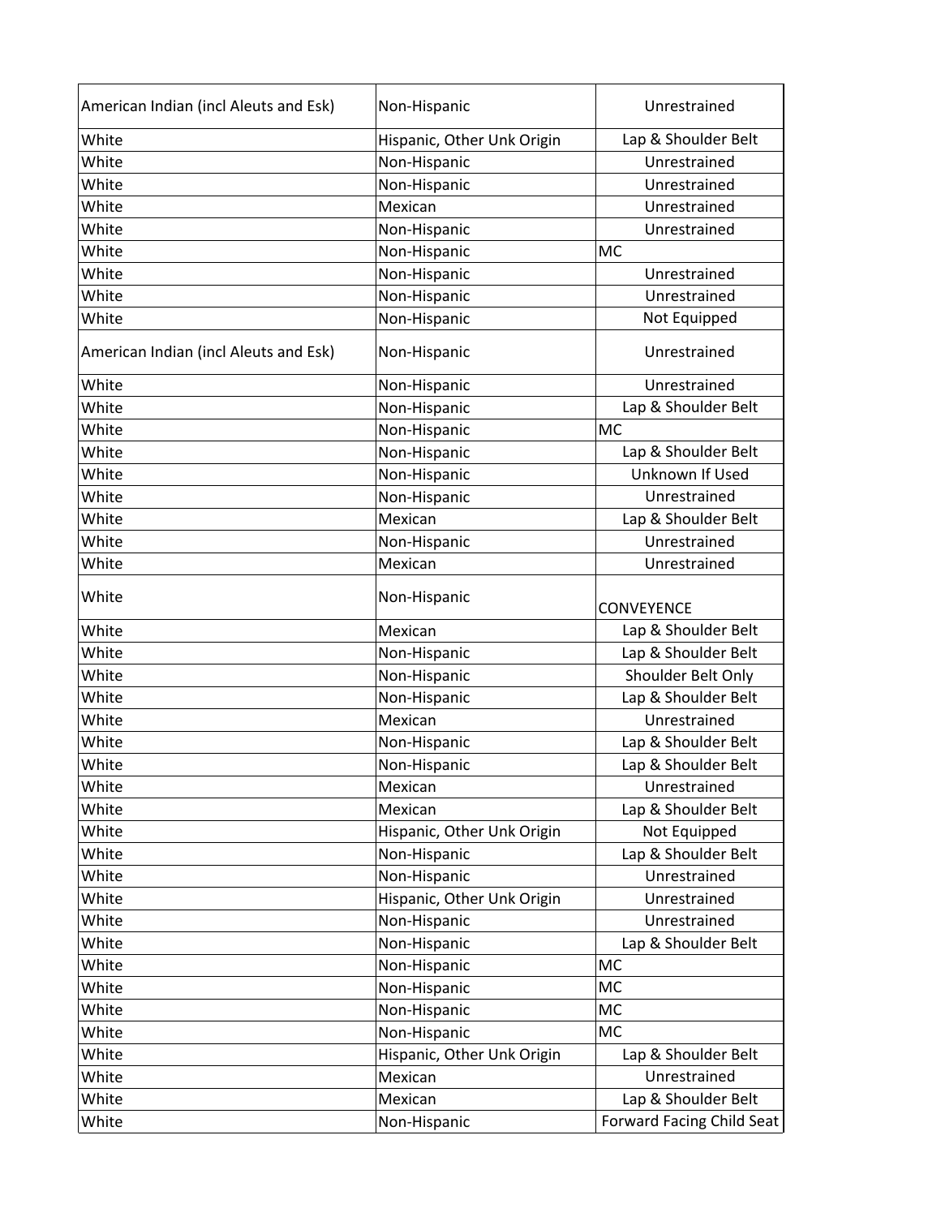| | | |
|---|---|---|
| American Indian (incl Aleuts and Esk) | Non-Hispanic | Unrestrained |
| White | Hispanic, Other Unk Origin | Lap & Shoulder Belt |
| White | Non-Hispanic | Unrestrained |
| White | Non-Hispanic | Unrestrained |
| White | Mexican | Unrestrained |
| White | Non-Hispanic | Unrestrained |
| White | Non-Hispanic | MC |
| White | Non-Hispanic | Unrestrained |
| White | Non-Hispanic | Unrestrained |
| White | Non-Hispanic | Not Equipped |
| American Indian (incl Aleuts and Esk) | Non-Hispanic | Unrestrained |
| White | Non-Hispanic | Unrestrained |
| White | Non-Hispanic | Lap & Shoulder Belt |
| White | Non-Hispanic | MC |
| White | Non-Hispanic | Lap & Shoulder Belt |
| White | Non-Hispanic | Unknown If Used |
| White | Non-Hispanic | Unrestrained |
| White | Mexican | Lap & Shoulder Belt |
| White | Non-Hispanic | Unrestrained |
| White | Mexican | Unrestrained |
| White | Non-Hispanic | CONVEYENCE |
| White | Mexican | Lap & Shoulder Belt |
| White | Non-Hispanic | Lap & Shoulder Belt |
| White | Non-Hispanic | Shoulder Belt Only |
| White | Non-Hispanic | Lap & Shoulder Belt |
| White | Mexican | Unrestrained |
| White | Non-Hispanic | Lap & Shoulder Belt |
| White | Non-Hispanic | Lap & Shoulder Belt |
| White | Mexican | Unrestrained |
| White | Mexican | Lap & Shoulder Belt |
| White | Hispanic, Other Unk Origin | Not Equipped |
| White | Non-Hispanic | Lap & Shoulder Belt |
| White | Non-Hispanic | Unrestrained |
| White | Hispanic, Other Unk Origin | Unrestrained |
| White | Non-Hispanic | Unrestrained |
| White | Non-Hispanic | Lap & Shoulder Belt |
| White | Non-Hispanic | MC |
| White | Non-Hispanic | MC |
| White | Non-Hispanic | MC |
| White | Non-Hispanic | MC |
| White | Hispanic, Other Unk Origin | Lap & Shoulder Belt |
| White | Mexican | Unrestrained |
| White | Mexican | Lap & Shoulder Belt |
| White | Non-Hispanic | Forward Facing Child Seat |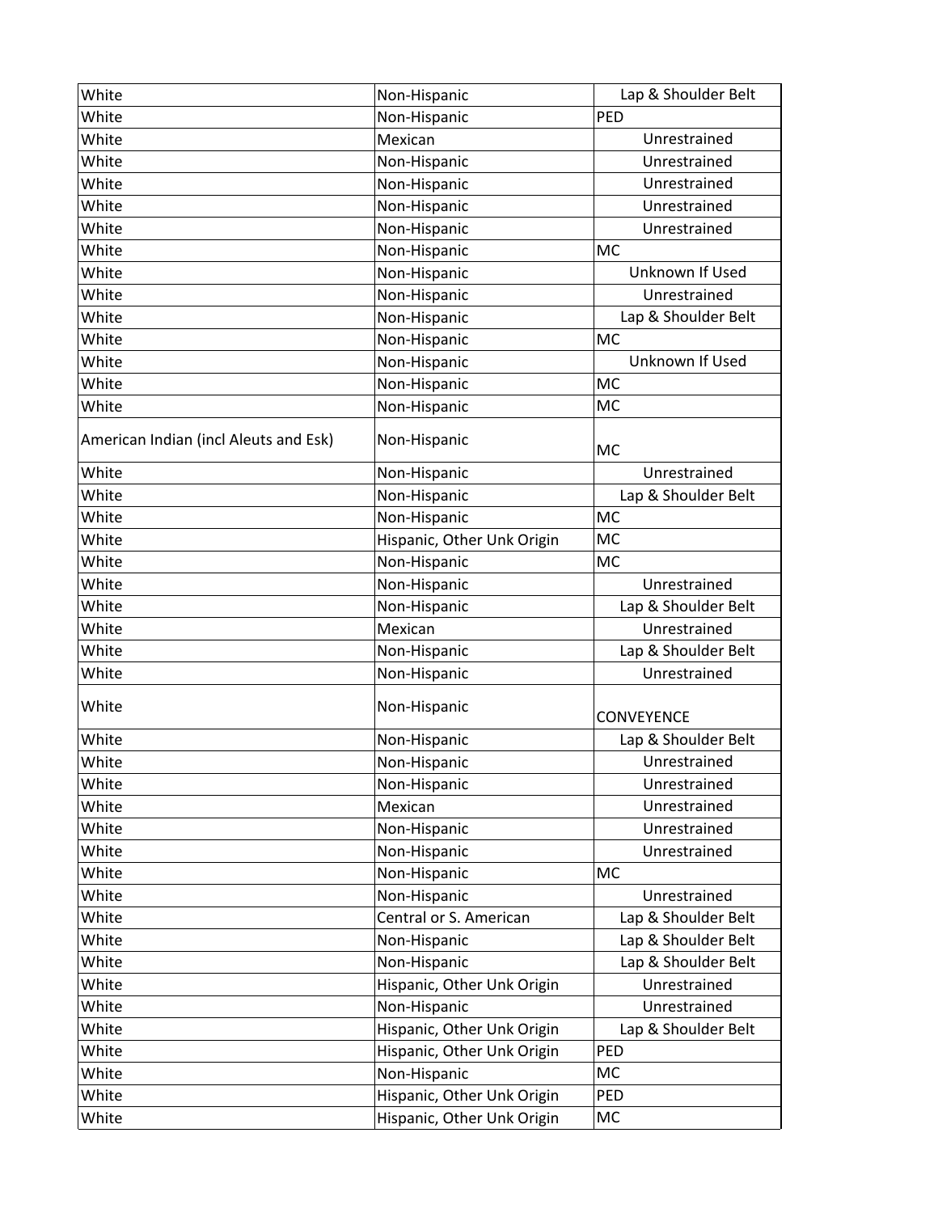| White | Non-Hispanic | Lap & Shoulder Belt |
|---|---|---|
| White | Non-Hispanic | PED |
| White | Mexican | Unrestrained |
| White | Non-Hispanic | Unrestrained |
| White | Non-Hispanic | Unrestrained |
| White | Non-Hispanic | Unrestrained |
| White | Non-Hispanic | Unrestrained |
| White | Non-Hispanic | MC |
| White | Non-Hispanic | Unknown If Used |
| White | Non-Hispanic | Unrestrained |
| White | Non-Hispanic | Lap & Shoulder Belt |
| White | Non-Hispanic | MC |
| White | Non-Hispanic | Unknown If Used |
| White | Non-Hispanic | MC |
| White | Non-Hispanic | MC |
| American Indian (incl Aleuts and Esk) | Non-Hispanic | MC |
| White | Non-Hispanic | Unrestrained |
| White | Non-Hispanic | Lap & Shoulder Belt |
| White | Non-Hispanic | MC |
| White | Hispanic, Other Unk Origin | MC |
| White | Non-Hispanic | MC |
| White | Non-Hispanic | Unrestrained |
| White | Non-Hispanic | Lap & Shoulder Belt |
| White | Mexican | Unrestrained |
| White | Non-Hispanic | Lap & Shoulder Belt |
| White | Non-Hispanic | Unrestrained |
| White | Non-Hispanic | CONVEYENCE |
| White | Non-Hispanic | Lap & Shoulder Belt |
| White | Non-Hispanic | Unrestrained |
| White | Non-Hispanic | Unrestrained |
| White | Mexican | Unrestrained |
| White | Non-Hispanic | Unrestrained |
| White | Non-Hispanic | Unrestrained |
| White | Non-Hispanic | MC |
| White | Non-Hispanic | Unrestrained |
| White | Central or S. American | Lap & Shoulder Belt |
| White | Non-Hispanic | Lap & Shoulder Belt |
| White | Non-Hispanic | Lap & Shoulder Belt |
| White | Hispanic, Other Unk Origin | Unrestrained |
| White | Non-Hispanic | Unrestrained |
| White | Hispanic, Other Unk Origin | Lap & Shoulder Belt |
| White | Hispanic, Other Unk Origin | PED |
| White | Non-Hispanic | MC |
| White | Hispanic, Other Unk Origin | PED |
| White | Hispanic, Other Unk Origin | MC |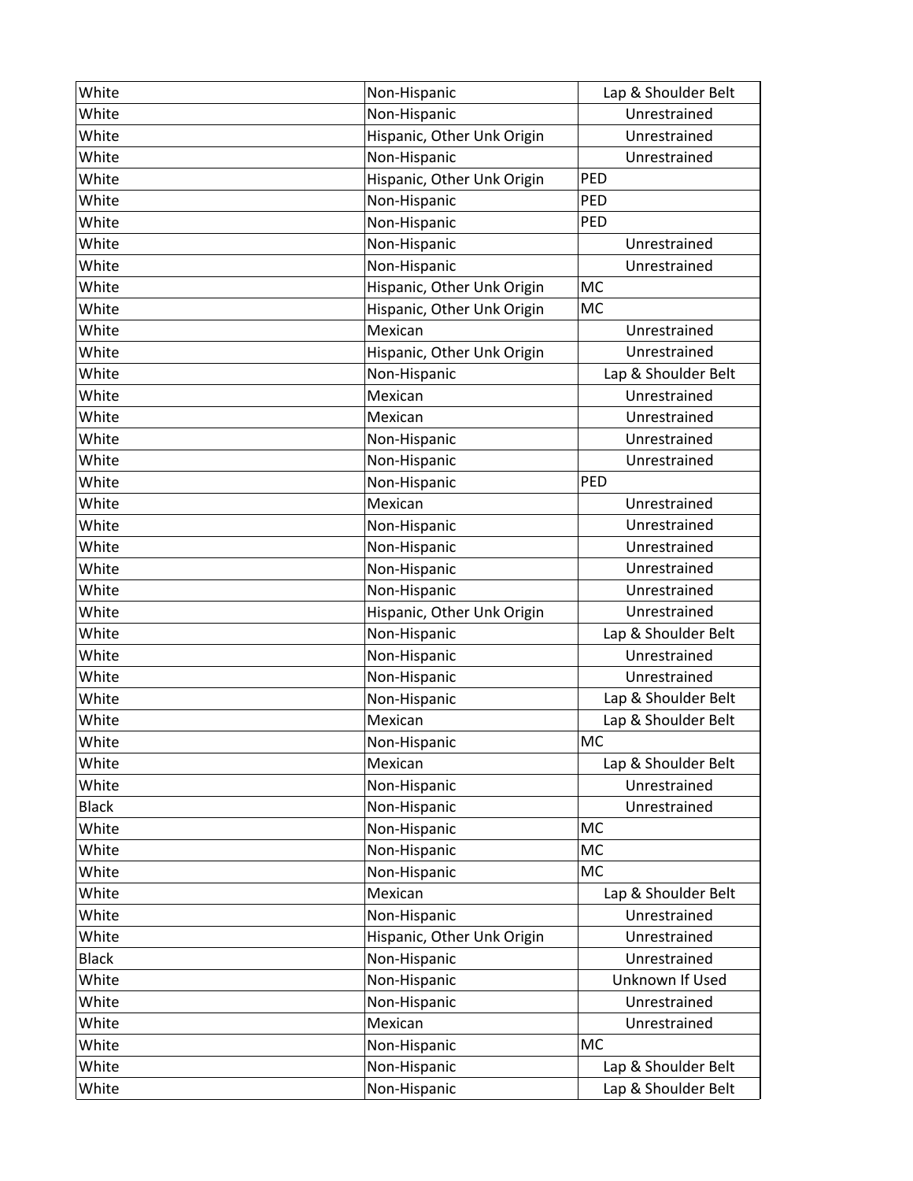| | | |
|---|---|---|
| White | Non-Hispanic | Lap & Shoulder Belt |
| White | Non-Hispanic | Unrestrained |
| White | Hispanic, Other Unk Origin | Unrestrained |
| White | Non-Hispanic | Unrestrained |
| White | Hispanic, Other Unk Origin | PED |
| White | Non-Hispanic | PED |
| White | Non-Hispanic | PED |
| White | Non-Hispanic | Unrestrained |
| White | Non-Hispanic | Unrestrained |
| White | Hispanic, Other Unk Origin | MC |
| White | Hispanic, Other Unk Origin | MC |
| White | Mexican | Unrestrained |
| White | Hispanic, Other Unk Origin | Unrestrained |
| White | Non-Hispanic | Lap & Shoulder Belt |
| White | Mexican | Unrestrained |
| White | Mexican | Unrestrained |
| White | Non-Hispanic | Unrestrained |
| White | Non-Hispanic | Unrestrained |
| White | Non-Hispanic | PED |
| White | Mexican | Unrestrained |
| White | Non-Hispanic | Unrestrained |
| White | Non-Hispanic | Unrestrained |
| White | Non-Hispanic | Unrestrained |
| White | Non-Hispanic | Unrestrained |
| White | Hispanic, Other Unk Origin | Unrestrained |
| White | Non-Hispanic | Lap & Shoulder Belt |
| White | Non-Hispanic | Unrestrained |
| White | Non-Hispanic | Unrestrained |
| White | Non-Hispanic | Lap & Shoulder Belt |
| White | Mexican | Lap & Shoulder Belt |
| White | Non-Hispanic | MC |
| White | Mexican | Lap & Shoulder Belt |
| White | Non-Hispanic | Unrestrained |
| Black | Non-Hispanic | Unrestrained |
| White | Non-Hispanic | MC |
| White | Non-Hispanic | MC |
| White | Non-Hispanic | MC |
| White | Mexican | Lap & Shoulder Belt |
| White | Non-Hispanic | Unrestrained |
| White | Hispanic, Other Unk Origin | Unrestrained |
| Black | Non-Hispanic | Unrestrained |
| White | Non-Hispanic | Unknown If Used |
| White | Non-Hispanic | Unrestrained |
| White | Mexican | Unrestrained |
| White | Non-Hispanic | MC |
| White | Non-Hispanic | Lap & Shoulder Belt |
| White | Non-Hispanic | Lap & Shoulder Belt |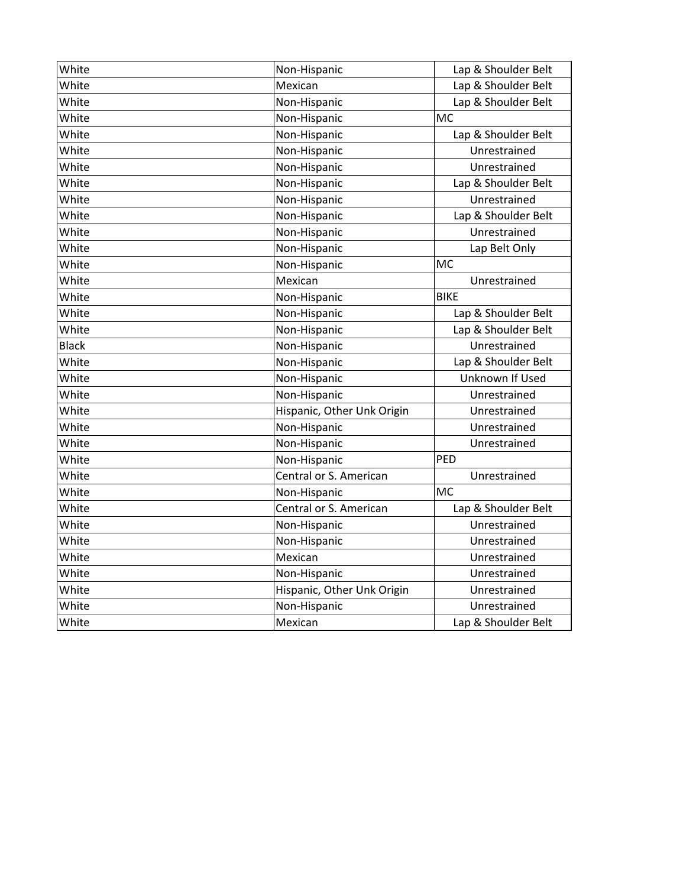| | | |
|---|---|---|
| White | Non-Hispanic | Lap & Shoulder Belt |
| White | Mexican | Lap & Shoulder Belt |
| White | Non-Hispanic | Lap & Shoulder Belt |
| White | Non-Hispanic | MC |
| White | Non-Hispanic | Lap & Shoulder Belt |
| White | Non-Hispanic | Unrestrained |
| White | Non-Hispanic | Unrestrained |
| White | Non-Hispanic | Lap & Shoulder Belt |
| White | Non-Hispanic | Unrestrained |
| White | Non-Hispanic | Lap & Shoulder Belt |
| White | Non-Hispanic | Unrestrained |
| White | Non-Hispanic | Lap Belt Only |
| White | Non-Hispanic | MC |
| White | Mexican | Unrestrained |
| White | Non-Hispanic | BIKE |
| White | Non-Hispanic | Lap & Shoulder Belt |
| White | Non-Hispanic | Lap & Shoulder Belt |
| Black | Non-Hispanic | Unrestrained |
| White | Non-Hispanic | Lap & Shoulder Belt |
| White | Non-Hispanic | Unknown If Used |
| White | Non-Hispanic | Unrestrained |
| White | Hispanic, Other Unk Origin | Unrestrained |
| White | Non-Hispanic | Unrestrained |
| White | Non-Hispanic | Unrestrained |
| White | Non-Hispanic | PED |
| White | Central or S. American | Unrestrained |
| White | Non-Hispanic | MC |
| White | Central or S. American | Lap & Shoulder Belt |
| White | Non-Hispanic | Unrestrained |
| White | Non-Hispanic | Unrestrained |
| White | Mexican | Unrestrained |
| White | Non-Hispanic | Unrestrained |
| White | Hispanic, Other Unk Origin | Unrestrained |
| White | Non-Hispanic | Unrestrained |
| White | Mexican | Lap & Shoulder Belt |